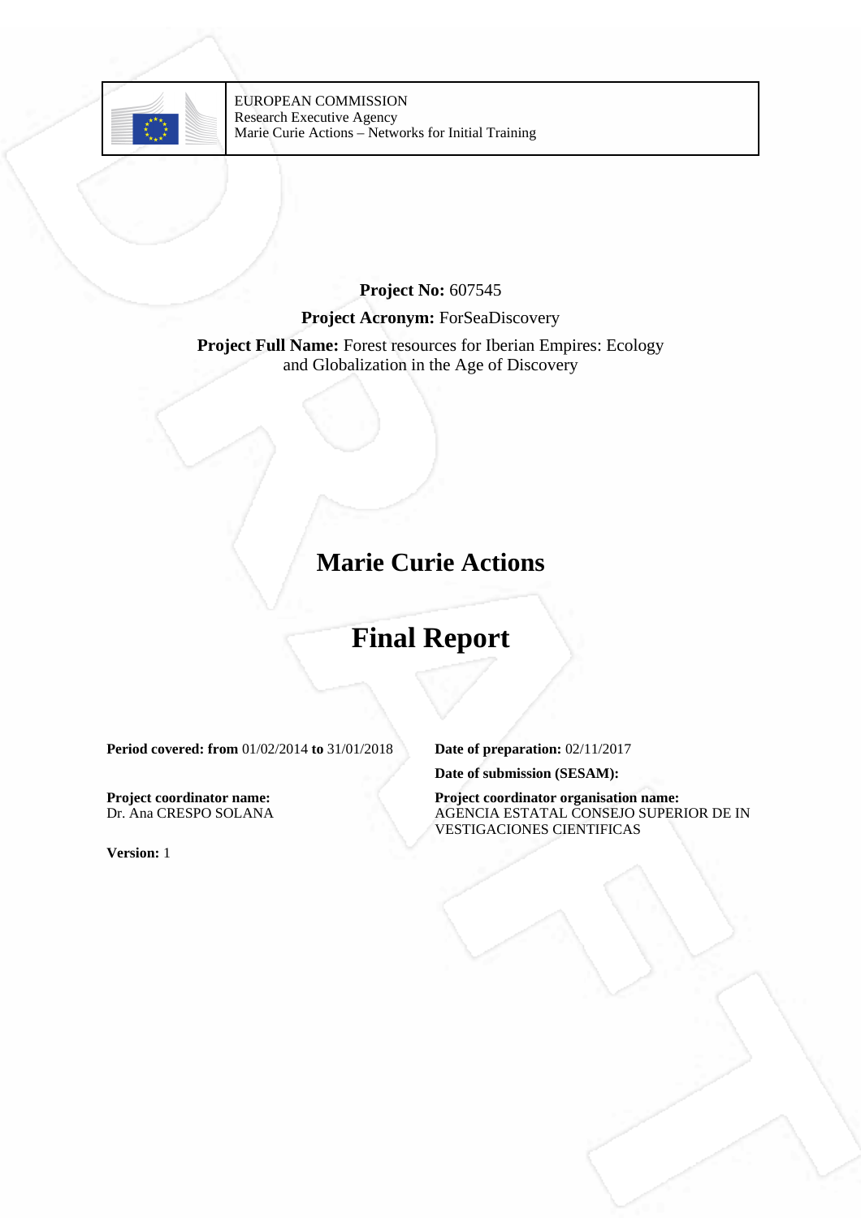EUROPEAN COMMISSION
Research Executive Agency
Marie Curie Actions – Networks for Initial Training

**Project No:** 607545

**Project Acronym:** ForSeaDiscovery

**Project Full Name:** Forest resources for Iberian Empires: Ecology and Globalization in the Age of Discovery

# Marie Curie Actions

# Final Report

**Period covered: from** 01/02/2014 **to** 31/01/2018

**Date of preparation:** 02/11/2017

**Date of submission (SESAM):**

**Project coordinator name:**
Dr. Ana CRESPO SOLANA

**Project coordinator organisation name:**
AGENCIA ESTATAL CONSEJO SUPERIOR DE INVESTIGACIONES CIENTIFICAS

**Version:** 1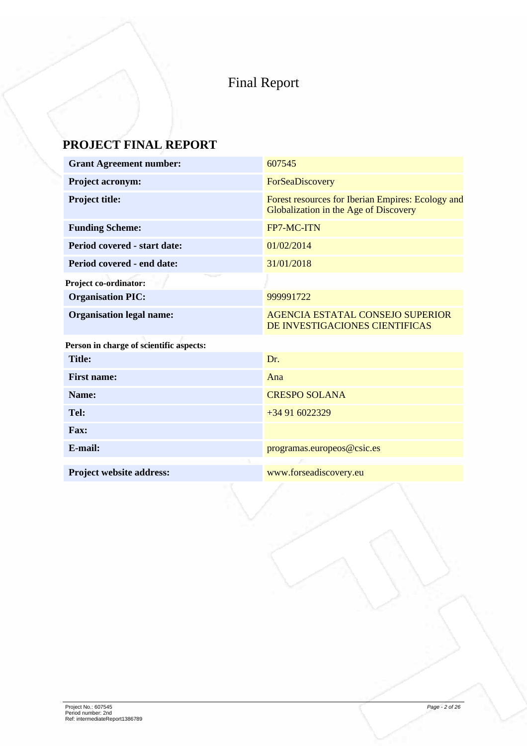# Final Report

## PROJECT FINAL REPORT

| | |
|---|---|
| **Grant Agreement number:** | 607545 |
| **Project acronym:** | ForSeaDiscovery |
| **Project title:** | Forest resources for Iberian Empires: Ecology and Globalization in the Age of Discovery |
| **Funding Scheme:** | FP7-MC-ITN |
| **Period covered - start date:** | 01/02/2014 |
| **Period covered - end date:** | 31/01/2018 |

**Project co-ordinator:**

| | |
|---|---|
| **Organisation PIC:** | 999991722 |
| **Organisation legal name:** | AGENCIA ESTATAL CONSEJO SUPERIOR DE INVESTIGACIONES CIENTIFICAS |

**Person in charge of scientific aspects:**

| | |
|---|---|
| **Title:** | Dr. |
| **First name:** | Ana |
| **Name:** | CRESPO SOLANA |
| **Tel:** | +34 91 6022329 |
| **Fax:** | |
| **E-mail:** | programas.europeos@csic.es |

| | |
|---|---|
| **Project website address:** | www.forseadiscovery.eu |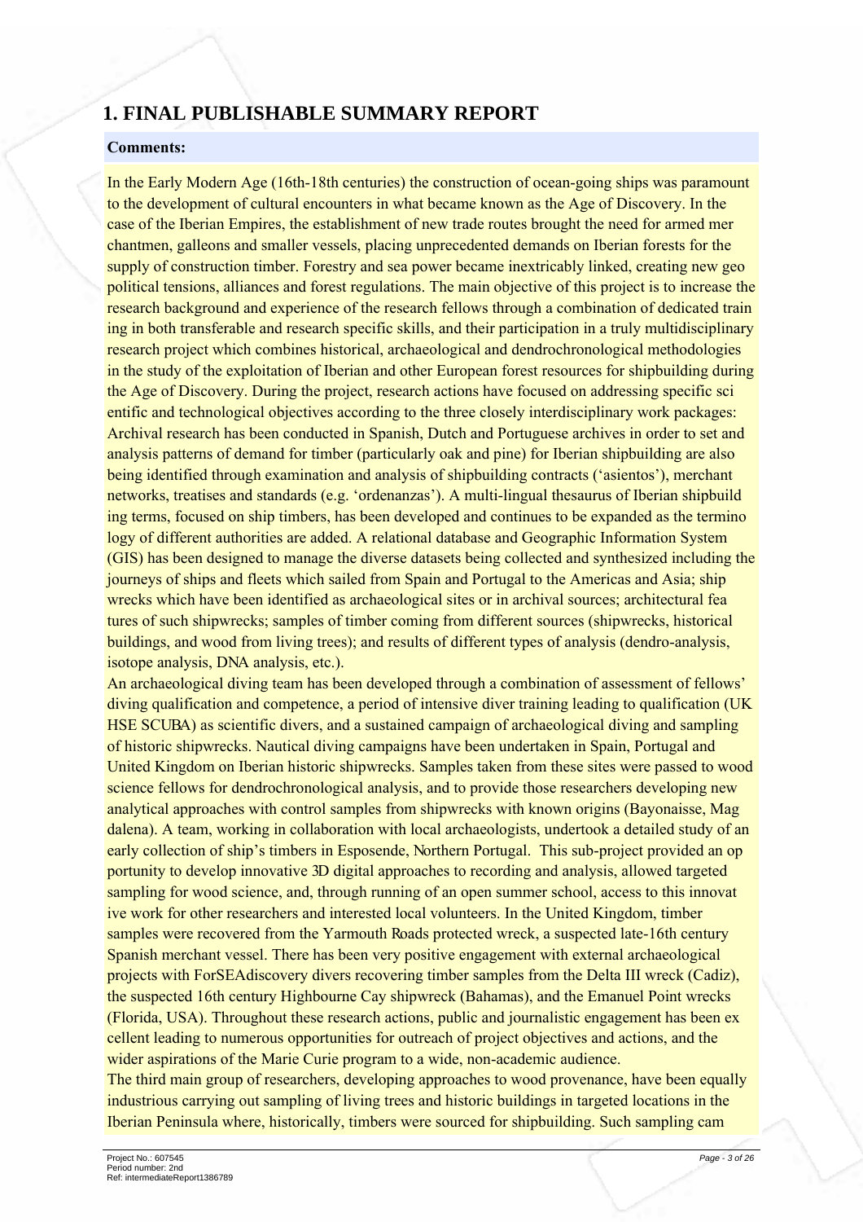# 1. FINAL PUBLISHABLE SUMMARY REPORT

**Comments:**

In the Early Modern Age (16th-18th centuries) the construction of ocean-going ships was paramount to the development of cultural encounters in what became known as the Age of Discovery. In the case of the Iberian Empires, the establishment of new trade routes brought the need for armed merchantmen, galleons and smaller vessels, placing unprecedented demands on Iberian forests for the supply of construction timber. Forestry and sea power became inextricably linked, creating new geopolitical tensions, alliances and forest regulations. The main objective of this project is to increase the research background and experience of the research fellows through a combination of dedicated training in both transferable and research specific skills, and their participation in a truly multidisciplinary research project which combines historical, archaeological and dendrochronological methodologies in the study of the exploitation of Iberian and other European forest resources for shipbuilding during the Age of Discovery. During the project, research actions have focused on addressing specific scientific and technological objectives according to the three closely interdisciplinary work packages: Archival research has been conducted in Spanish, Dutch and Portuguese archives in order to set and analysis patterns of demand for timber (particularly oak and pine) for Iberian shipbuilding are also being identified through examination and analysis of shipbuilding contracts ('asientos'), merchant networks, treatises and standards (e.g. 'ordenanzas'). A multi-lingual thesaurus of Iberian shipbuilding terms, focused on ship timbers, has been developed and continues to be expanded as the terminology of different authorities are added. A relational database and Geographic Information System (GIS) has been designed to manage the diverse datasets being collected and synthesized including the journeys of ships and fleets which sailed from Spain and Portugal to the Americas and Asia; shipwrecks which have been identified as archaeological sites or in archival sources; architectural features of such shipwrecks; samples of timber coming from different sources (shipwrecks, historical buildings, and wood from living trees); and results of different types of analysis (dendro-analysis, isotope analysis, DNA analysis, etc.).

An archaeological diving team has been developed through a combination of assessment of fellows' diving qualification and competence, a period of intensive diver training leading to qualification (UK HSE SCUBA) as scientific divers, and a sustained campaign of archaeological diving and sampling of historic shipwrecks. Nautical diving campaigns have been undertaken in Spain, Portugal and United Kingdom on Iberian historic shipwrecks. Samples taken from these sites were passed to wood science fellows for dendrochronological analysis, and to provide those researchers developing new analytical approaches with control samples from shipwrecks with known origins (Bayonaisse, Magdalena). A team, working in collaboration with local archaeologists, undertook a detailed study of an early collection of ship's timbers in Esposende, Northern Portugal. This sub-project provided an opportunity to develop innovative 3D digital approaches to recording and analysis, allowed targeted sampling for wood science, and, through running of an open summer school, access to this innovative work for other researchers and interested local volunteers. In the United Kingdom, timber samples were recovered from the Yarmouth Roads protected wreck, a suspected late-16th century Spanish merchant vessel. There has been very positive engagement with external archaeological projects with ForSEAdiscovery divers recovering timber samples from the Delta III wreck (Cadiz), the suspected 16th century Highbourne Cay shipwreck (Bahamas), and the Emanuel Point wrecks (Florida, USA). Throughout these research actions, public and journalistic engagement has been excellent leading to numerous opportunities for outreach of project objectives and actions, and the wider aspirations of the Marie Curie program to a wide, non-academic audience.

The third main group of researchers, developing approaches to wood provenance, have been equally industrious carrying out sampling of living trees and historic buildings in targeted locations in the Iberian Peninsula where, historically, timbers were sourced for shipbuilding. Such sampling cam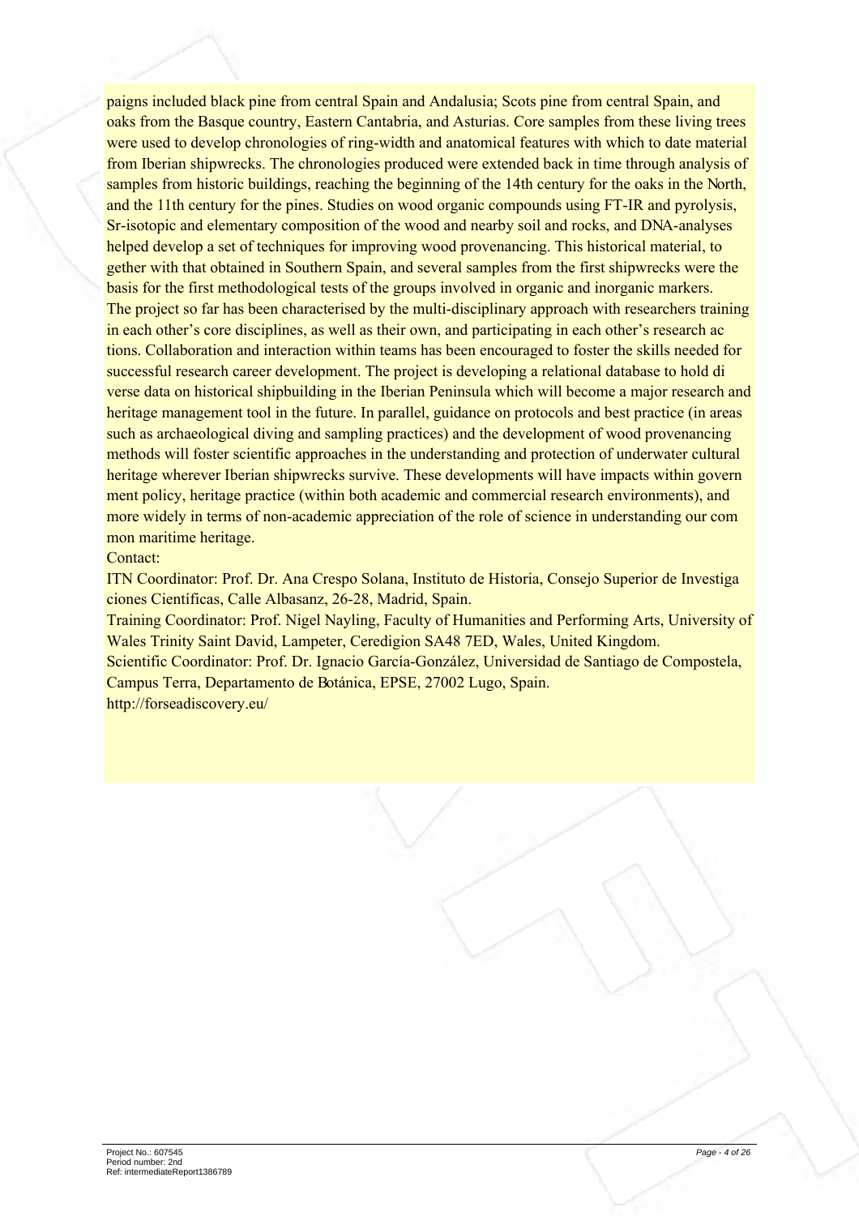paigns included black pine from central Spain and Andalusia; Scots pine from central Spain, and oaks from the Basque country, Eastern Cantabria, and Asturias. Core samples from these living trees were used to develop chronologies of ring-width and anatomical features with which to date material from Iberian shipwrecks. The chronologies produced were extended back in time through analysis of samples from historic buildings, reaching the beginning of the 14th century for the oaks in the North, and the 11th century for the pines. Studies on wood organic compounds using FT-IR and pyrolysis, Sr-isotopic and elementary composition of the wood and nearby soil and rocks, and DNA-analyses helped develop a set of techniques for improving wood provenancing. This historical material, to gether with that obtained in Southern Spain, and several samples from the first shipwrecks were the basis for the first methodological tests of the groups involved in organic and inorganic markers.
The project so far has been characterised by the multi-disciplinary approach with researchers training in each other's core disciplines, as well as their own, and participating in each other's research ac tions. Collaboration and interaction within teams has been encouraged to foster the skills needed for successful research career development. The project is developing a relational database to hold di verse data on historical shipbuilding in the Iberian Peninsula which will become a major research and heritage management tool in the future. In parallel, guidance on protocols and best practice (in areas such as archaeological diving and sampling practices) and the development of wood provenancing methods will foster scientific approaches in the understanding and protection of underwater cultural heritage wherever Iberian shipwrecks survive. These developments will have impacts within govern ment policy, heritage practice (within both academic and commercial research environments), and more widely in terms of non-academic appreciation of the role of science in understanding our com mon maritime heritage.

Contact:

ITN Coordinator: Prof. Dr. Ana Crespo Solana, Instituto de Historia, Consejo Superior de Investiga ciones Científicas, Calle Albasanz, 26-28, Madrid, Spain.

Training Coordinator: Prof. Nigel Nayling, Faculty of Humanities and Performing Arts, University of Wales Trinity Saint David, Lampeter, Ceredigion SA48 7ED, Wales, United Kingdom.

Scientific Coordinator: Prof. Dr. Ignacio García-González, Universidad de Santiago de Compostela, Campus Terra, Departamento de Botánica, EPSE, 27002 Lugo, Spain.

http://forseadiscovery.eu/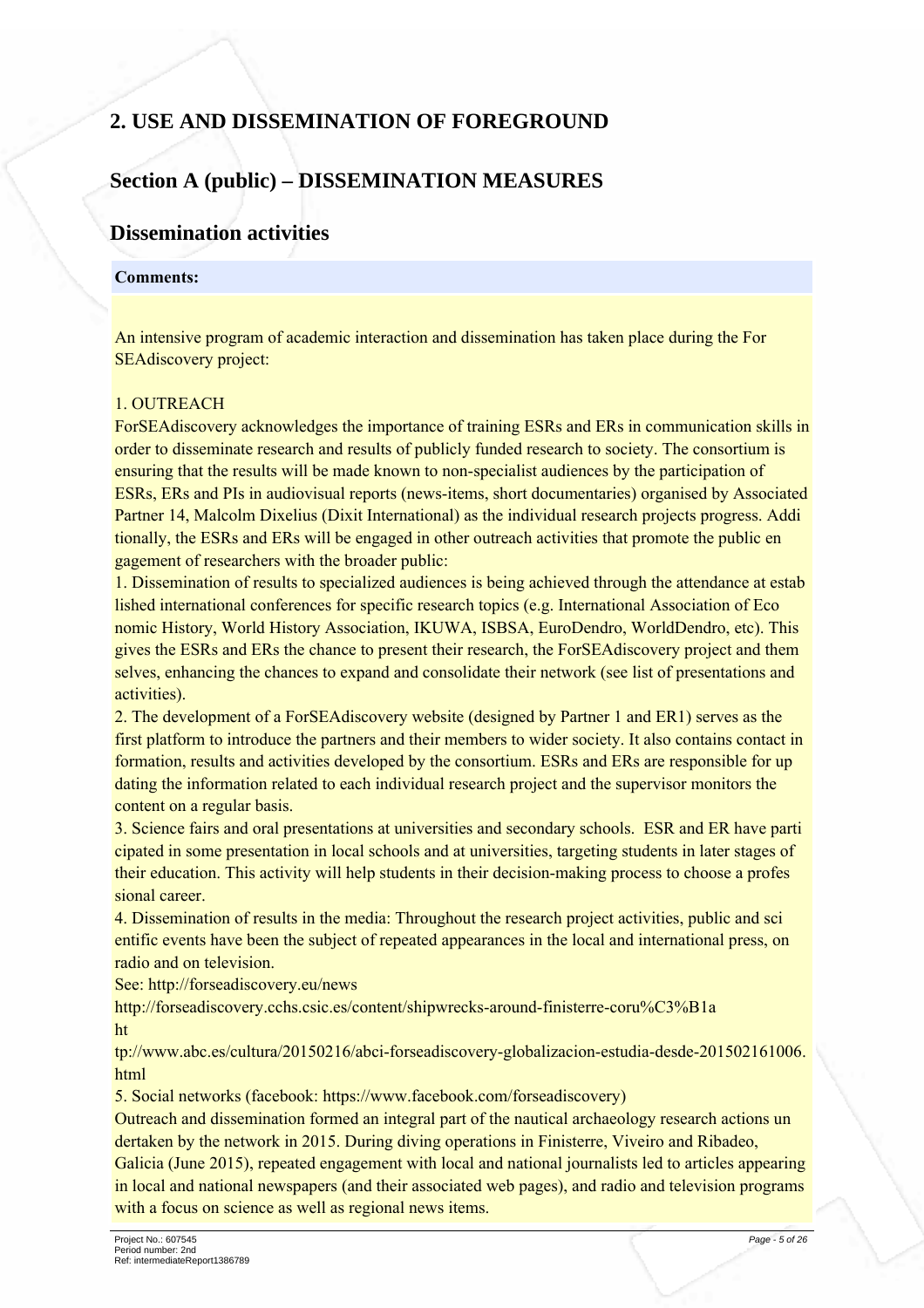# 2. USE AND DISSEMINATION OF FOREGROUND

## Section A (public) – DISSEMINATION MEASURES

### Dissemination activities

**Comments:**

An intensive program of academic interaction and dissemination has taken place during the For SEAdiscovery project:

1. OUTREACH
ForSEAdiscovery acknowledges the importance of training ESRs and ERs in communication skills in order to disseminate research and results of publicly funded research to society. The consortium is ensuring that the results will be made known to non-specialist audiences by the participation of ESRs, ERs and PIs in audiovisual reports (news-items, short documentaries) organised by Associated Partner 14, Malcolm Dixelius (Dixit International) as the individual research projects progress. Additionally, the ESRs and ERs will be engaged in other outreach activities that promote the public engagement of researchers with the broader public:
1. Dissemination of results to specialized audiences is being achieved through the attendance at established international conferences for specific research topics (e.g. International Association of Economic History, World History Association, IKUWA, ISBSA, EuroDendro, WorldDendro, etc). This gives the ESRs and ERs the chance to present their research, the ForSEAdiscovery project and themselves, enhancing the chances to expand and consolidate their network (see list of presentations and activities).
2. The development of a ForSEAdiscovery website (designed by Partner 1 and ER1) serves as the first platform to introduce the partners and their members to wider society. It also contains contact information, results and activities developed by the consortium. ESRs and ERs are responsible for updating the information related to each individual research project and the supervisor monitors the content on a regular basis.
3. Science fairs and oral presentations at universities and secondary schools. ESR and ER have participated in some presentation in local schools and at universities, targeting students in later stages of their education. This activity will help students in their decision-making process to choose a professional career.
4. Dissemination of results in the media: Throughout the research project activities, public and scientific events have been the subject of repeated appearances in the local and international press, on radio and on television.
See: http://forseadiscovery.eu/news
http://forseadiscovery.cchs.csic.es/content/shipwrecks-around-finisterre-coru%C3%B1a
http://www.abc.es/cultura/20150216/abci-forseadiscovery-globalizacion-estudia-desde-201502161006.html
5. Social networks (facebook: https://www.facebook.com/forseadiscovery)
Outreach and dissemination formed an integral part of the nautical archaeology research actions undertaken by the network in 2015. During diving operations in Finisterre, Viveiro and Ribadeo, Galicia (June 2015), repeated engagement with local and national journalists led to articles appearing in local and national newspapers (and their associated web pages), and radio and television programs with a focus on science as well as regional news items.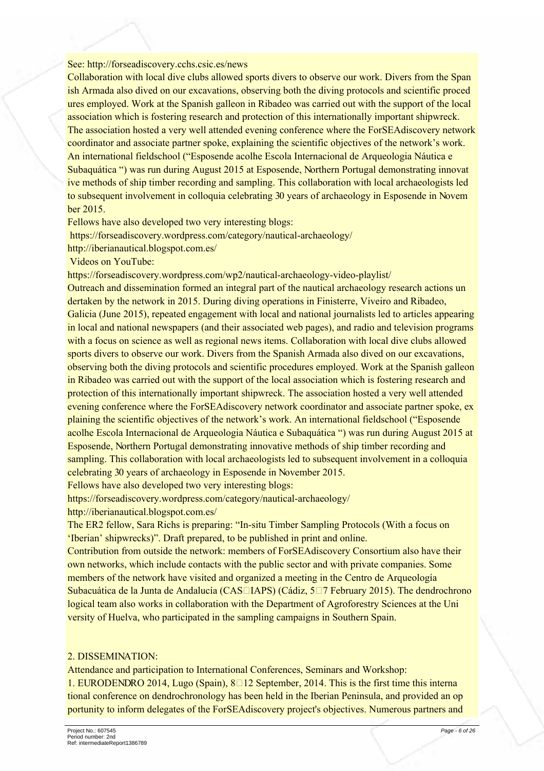See: http://forseadiscovery.cchs.csic.es/news

Collaboration with local dive clubs allowed sports divers to observe our work. Divers from the Span ish Armada also dived on our excavations, observing both the diving protocols and scientific proced ures employed. Work at the Spanish galleon in Ribadeo was carried out with the support of the local association which is fostering research and protection of this internationally important shipwreck. The association hosted a very well attended evening conference where the ForSEAdiscovery network coordinator and associate partner spoke, explaining the scientific objectives of the network's work. An international fieldschool ("Esposende acolhe Escola Internacional de Arqueologia Náutica e Subaquática ") was run during August 2015 at Esposende, Northern Portugal demonstrating innovat ive methods of ship timber recording and sampling. This collaboration with local archaeologists led to subsequent involvement in colloquia celebrating 30 years of archaeology in Esposende in Novem ber 2015.

Fellows have also developed two very interesting blogs:

https://forseadiscovery.wordpress.com/category/nautical-archaeology/

http://iberianautical.blogspot.com.es/

Videos on YouTube:

https://forseadiscovery.wordpress.com/wp2/nautical-archaeology-video-playlist/

Outreach and dissemination formed an integral part of the nautical archaeology research actions un dertaken by the network in 2015. During diving operations in Finisterre, Viveiro and Ribadeo, Galicia (June 2015), repeated engagement with local and national journalists led to articles appearing in local and national newspapers (and their associated web pages), and radio and television programs with a focus on science as well as regional news items. Collaboration with local dive clubs allowed sports divers to observe our work. Divers from the Spanish Armada also dived on our excavations, observing both the diving protocols and scientific procedures employed. Work at the Spanish galleon in Ribadeo was carried out with the support of the local association which is fostering research and protection of this internationally important shipwreck. The association hosted a very well attended evening conference where the ForSEAdiscovery network coordinator and associate partner spoke, ex plaining the scientific objectives of the network's work. An international fieldschool ("Esposende acolhe Escola Internacional de Arqueologia Náutica e Subaquática ") was run during August 2015 at Esposende, Northern Portugal demonstrating innovative methods of ship timber recording and sampling. This collaboration with local archaeologists led to subsequent involvement in a colloquia celebrating 30 years of archaeology in Esposende in November 2015.

Fellows have also developed two very interesting blogs:

https://forseadiscovery.wordpress.com/category/nautical-archaeology/

http://iberianautical.blogspot.com.es/

The ER2 fellow, Sara Richs is preparing: "In-situ Timber Sampling Protocols (With a focus on 'Iberian' shipwrecks)". Draft prepared, to be published in print and online.

Contribution from outside the network: members of ForSEAdiscovery Consortium also have their own networks, which include contacts with the public sector and with private companies. Some members of the network have visited and organized a meeting in the Centro de Arqueología Subacuática de la Junta de Andalucía (CAS□IAPS) (Cádiz, 5□7 February 2015). The dendrochrono logical team also works in collaboration with the Department of Agroforestry Sciences at the Uni versity of Huelva, who participated in the sampling campaigns in Southern Spain.

2. DISSEMINATION:

Attendance and participation to International Conferences, Seminars and Workshop:

1. EURODENDRO 2014, Lugo (Spain), 8□12 September, 2014. This is the first time this interna tional conference on dendrochronology has been held in the Iberian Peninsula, and provided an op portunity to inform delegates of the ForSEAdiscovery project's objectives. Numerous partners and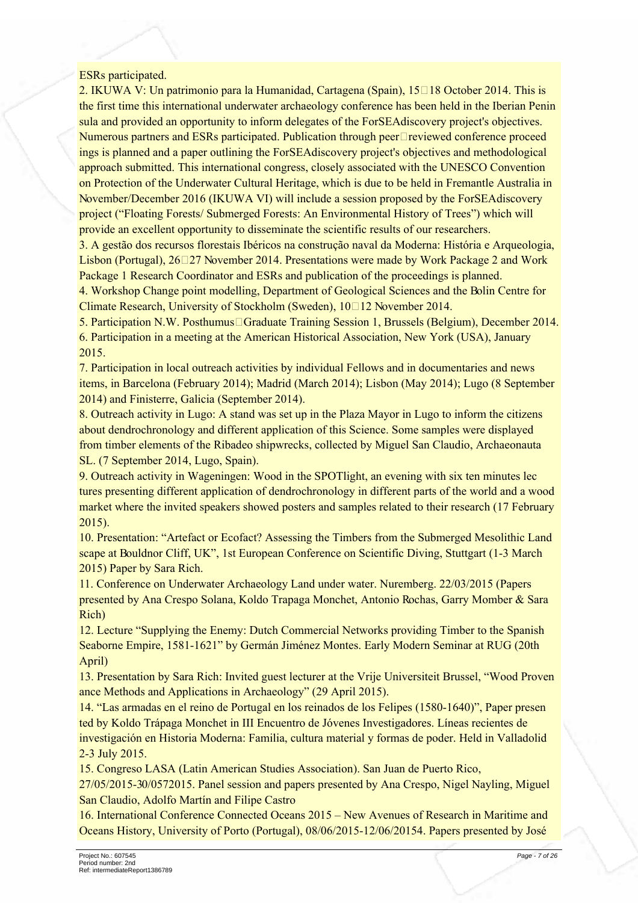ESRs participated.

2. IKUWA V: Un patrimonio para la Humanidad, Cartagena (Spain), 15□18 October 2014. This is the first time this international underwater archaeology conference has been held in the Iberian Peninsula and provided an opportunity to inform delegates of the ForSEAdiscovery project's objectives. Numerous partners and ESRs participated. Publication through peer□reviewed conference proceedings is planned and a paper outlining the ForSEAdiscovery project's objectives and methodological approach submitted. This international congress, closely associated with the UNESCO Convention on Protection of the Underwater Cultural Heritage, which is due to be held in Fremantle Australia in November/December 2016 (IKUWA VI) will include a session proposed by the ForSEAdiscovery project ("Floating Forests/ Submerged Forests: An Environmental History of Trees") which will provide an excellent opportunity to disseminate the scientific results of our researchers.

3. A gestão dos recursos florestais Ibéricos na construção naval da Moderna: História e Arqueologia, Lisbon (Portugal), 26□27 November 2014. Presentations were made by Work Package 2 and Work Package 1 Research Coordinator and ESRs and publication of the proceedings is planned.

4. Workshop Change point modelling, Department of Geological Sciences and the Bolin Centre for Climate Research, University of Stockholm (Sweden), 10□12 November 2014.

5. Participation N.W. Posthumus□Graduate Training Session 1, Brussels (Belgium), December 2014.

6. Participation in a meeting at the American Historical Association, New York (USA), January 2015.

7. Participation in local outreach activities by individual Fellows and in documentaries and news items, in Barcelona (February 2014); Madrid (March 2014); Lisbon (May 2014); Lugo (8 September 2014) and Finisterre, Galicia (September 2014).

8. Outreach activity in Lugo: A stand was set up in the Plaza Mayor in Lugo to inform the citizens about dendrochronology and different application of this Science. Some samples were displayed from timber elements of the Ribadeo shipwrecks, collected by Miguel San Claudio, Archaeonauta SL. (7 September 2014, Lugo, Spain).

9. Outreach activity in Wageningen: Wood in the SPOTlight, an evening with six ten minutes lectures presenting different application of dendrochronology in different parts of the world and a wood market where the invited speakers showed posters and samples related to their research (17 February 2015).

10. Presentation: "Artefact or Ecofact? Assessing the Timbers from the Submerged Mesolithic Landscape at Bouldnor Cliff, UK", 1st European Conference on Scientific Diving, Stuttgart (1-3 March 2015) Paper by Sara Rich.

11. Conference on Underwater Archaeology Land under water. Nuremberg. 22/03/2015 (Papers presented by Ana Crespo Solana, Koldo Trapaga Monchet, Antonio Rochas, Garry Momber & Sara Rich)

12. Lecture "Supplying the Enemy: Dutch Commercial Networks providing Timber to the Spanish Seaborne Empire, 1581-1621" by Germán Jiménez Montes. Early Modern Seminar at RUG (20th April)

13. Presentation by Sara Rich: Invited guest lecturer at the Vrije Universiteit Brussel, "Wood Provenance Methods and Applications in Archaeology" (29 April 2015).

14. "Las armadas en el reino de Portugal en los reinados de los Felipes (1580-1640)", Paper presented by Koldo Trápaga Monchet in III Encuentro de Jóvenes Investigadores. Líneas recientes de investigación en Historia Moderna: Familia, cultura material y formas de poder. Held in Valladolid 2-3 July 2015.

15. Congreso LASA (Latin American Studies Association). San Juan de Puerto Rico, 27/05/2015-30/0572015. Panel session and papers presented by Ana Crespo, Nigel Nayling, Miguel San Claudio, Adolfo Martín and Filipe Castro

16. International Conference Connected Oceans 2015 – New Avenues of Research in Maritime and Oceans History, University of Porto (Portugal), 08/06/2015-12/06/20154. Papers presented by José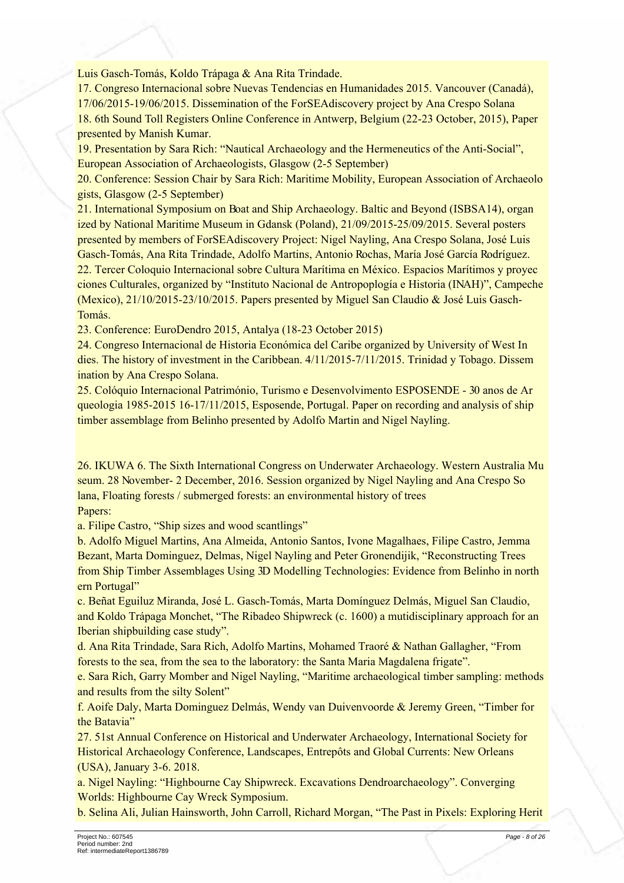Luis Gasch-Tomás, Koldo Trápaga & Ana Rita Trindade.

17. Congreso Internacional sobre Nuevas Tendencias en Humanidades 2015. Vancouver (Canadá), 17/06/2015-19/06/2015. Dissemination of the ForSEAdiscovery project by Ana Crespo Solana

18. 6th Sound Toll Registers Online Conference in Antwerp, Belgium (22-23 October, 2015), Paper presented by Manish Kumar.

19. Presentation by Sara Rich: "Nautical Archaeology and the Hermeneutics of the Anti-Social", European Association of Archaeologists, Glasgow (2-5 September)

20. Conference: Session Chair by Sara Rich: Maritime Mobility, European Association of Archaeolo gists, Glasgow (2-5 September)

21. International Symposium on Boat and Ship Archaeology. Baltic and Beyond (ISBSA14), organ ized by National Maritime Museum in Gdansk (Poland), 21/09/2015-25/09/2015. Several posters presented by members of ForSEAdiscovery Project: Nigel Nayling, Ana Crespo Solana, José Luis Gasch-Tomás, Ana Rita Trindade, Adolfo Martins, Antonio Rochas, María José García Rodríguez.

22. Tercer Coloquio Internacional sobre Cultura Marítima en México. Espacios Marítimos y proyec ciones Culturales, organized by "Instituto Nacional de Antropoplogía e Historia (INAH)", Campeche (Mexico), 21/10/2015-23/10/2015. Papers presented by Miguel San Claudio & José Luis Gasch-Tomás.

23. Conference: EuroDendro 2015, Antalya (18-23 October 2015)

24. Congreso Internacional de Historia Económica del Caribe organized by University of West In dies. The history of investment in the Caribbean. 4/11/2015-7/11/2015. Trinidad y Tobago. Dissem ination by Ana Crespo Solana.

25. Colóquio Internacional Património, Turismo e Desenvolvimento ESPOSENDE - 30 anos de Ar queologia 1985-2015 16-17/11/2015, Esposende, Portugal. Paper on recording and analysis of ship timber assemblage from Belinho presented by Adolfo Martin and Nigel Nayling.

26. IKUWA 6. The Sixth International Congress on Underwater Archaeology. Western Australia Mu seum. 28 November- 2 December, 2016. Session organized by Nigel Nayling and Ana Crespo So lana, Floating forests / submerged forests: an environmental history of trees

Papers:

a. Filipe Castro, "Ship sizes and wood scantlings"

b. Adolfo Miguel Martins, Ana Almeida, Antonio Santos, Ivone Magalhaes, Filipe Castro, Jemma Bezant, Marta Dominguez, Delmas, Nigel Nayling and Peter Gronendijik, "Reconstructing Trees from Ship Timber Assemblages Using 3D Modelling Technologies: Evidence from Belinho in north ern Portugal"

c. Beñat Eguiluz Miranda, José L. Gasch-Tomás, Marta Domínguez Delmás, Miguel San Claudio, and Koldo Trápaga Monchet, "The Ribadeo Shipwreck (c. 1600) a mutidisciplinary approach for an Iberian shipbuilding case study".

d. Ana Rita Trindade, Sara Rich, Adolfo Martins, Mohamed Traoré & Nathan Gallagher, "From forests to the sea, from the sea to the laboratory: the Santa Maria Magdalena frigate".

e. Sara Rich, Garry Momber and Nigel Nayling, "Maritime archaeological timber sampling: methods and results from the silty Solent"

f. Aoife Daly, Marta Dominguez Delmás, Wendy van Duivenvoorde & Jeremy Green, "Timber for the Batavia"

27. 51st Annual Conference on Historical and Underwater Archaeology, International Society for Historical Archaeology Conference, Landscapes, Entrepôts and Global Currents: New Orleans (USA), January 3-6. 2018.

a. Nigel Nayling: "Highbourne Cay Shipwreck. Excavations Dendroarchaeology". Converging Worlds: Highbourne Cay Wreck Symposium.

b. Selina Ali, Julian Hainsworth, John Carroll, Richard Morgan, "The Past in Pixels: Exploring Herit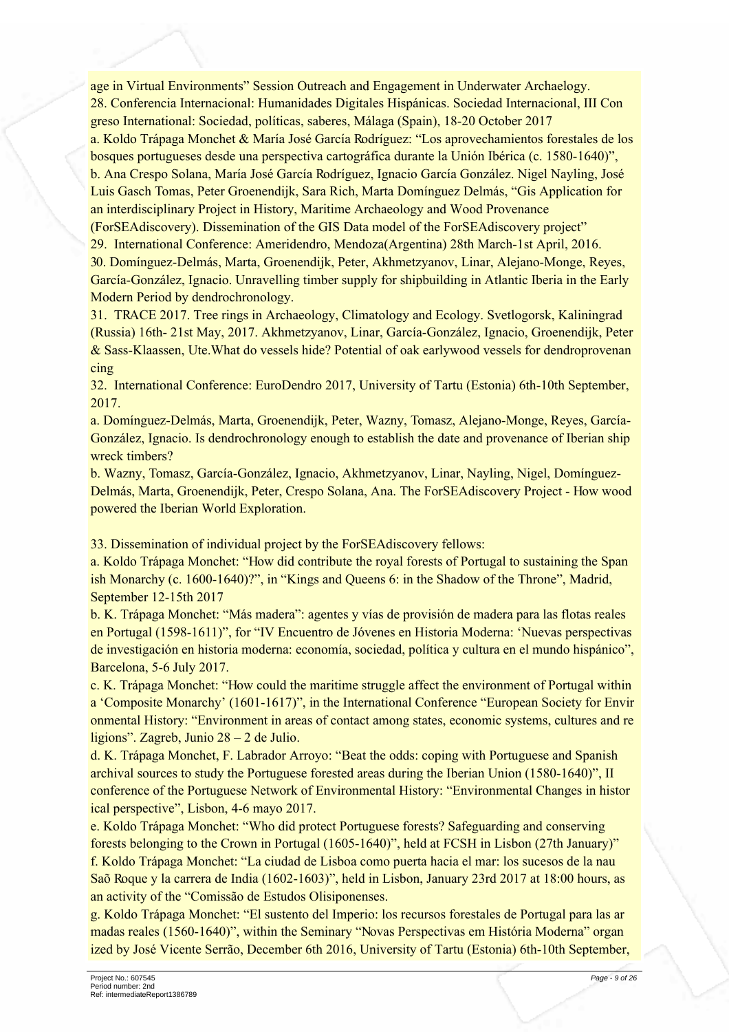age in Virtual Environments" Session Outreach and Engagement in Underwater Archaelogy.

28. Conferencia Internacional: Humanidades Digitales Hispánicas. Sociedad Internacional, III Con greso International: Sociedad, políticas, saberes, Málaga (Spain), 18-20 October 2017

a. Koldo Trápaga Monchet & María José García Rodríguez: "Los aprovechamientos forestales de los bosques portugueses desde una perspectiva cartográfica durante la Unión Ibérica (c. 1580-1640)",

b. Ana Crespo Solana, María José García Rodríguez, Ignacio García González. Nigel Nayling, José Luis Gasch Tomas, Peter Groenendijk, Sara Rich, Marta Domínguez Delmás, "Gis Application for an interdisciplinary Project in History, Maritime Archaeology and Wood Provenance (ForSEAdiscovery). Dissemination of the GIS Data model of the ForSEAdiscovery project"

29. International Conference: Ameridendro, Mendoza(Argentina) 28th March-1st April, 2016.

30. Domínguez-Delmás, Marta, Groenendijk, Peter, Akhmetzyanov, Linar, Alejano-Monge, Reyes, García-González, Ignacio. Unravelling timber supply for shipbuilding in Atlantic Iberia in the Early Modern Period by dendrochronology.

31. TRACE 2017. Tree rings in Archaeology, Climatology and Ecology. Svetlogorsk, Kaliningrad (Russia) 16th- 21st May, 2017. Akhmetzyanov, Linar, García-González, Ignacio, Groenendijk, Peter & Sass-Klaassen, Ute.What do vessels hide? Potential of oak earlywood vessels for dendroprovenan cing

32. International Conference: EuroDendro 2017, University of Tartu (Estonia) 6th-10th September, 2017.

a. Domínguez-Delmás, Marta, Groenendijk, Peter, Wazny, Tomasz, Alejano-Monge, Reyes, García-González, Ignacio. Is dendrochronology enough to establish the date and provenance of Iberian ship wreck timbers?

b. Wazny, Tomasz, García-González, Ignacio, Akhmetzyanov, Linar, Nayling, Nigel, Domínguez-Delmás, Marta, Groenendijk, Peter, Crespo Solana, Ana. The ForSEAdiscovery Project - How wood powered the Iberian World Exploration.

33. Dissemination of individual project by the ForSEAdiscovery fellows:

a. Koldo Trápaga Monchet: "How did contribute the royal forests of Portugal to sustaining the Span ish Monarchy (c. 1600-1640)?", in "Kings and Queens 6: in the Shadow of the Throne", Madrid, September 12-15th 2017

b. K. Trápaga Monchet: "Más madera": agentes y vías de provisión de madera para las flotas reales en Portugal (1598-1611)", for "IV Encuentro de Jóvenes en Historia Moderna: 'Nuevas perspectivas de investigación en historia moderna: economía, sociedad, política y cultura en el mundo hispánico", Barcelona, 5-6 July 2017.

c. K. Trápaga Monchet: "How could the maritime struggle affect the environment of Portugal within a 'Composite Monarchy' (1601-1617)", in the International Conference "European Society for Envir onmental History: "Environment in areas of contact among states, economic systems, cultures and re ligions". Zagreb, Junio 28 – 2 de Julio.

d. K. Trápaga Monchet, F. Labrador Arroyo: "Beat the odds: coping with Portuguese and Spanish archival sources to study the Portuguese forested areas during the Iberian Union (1580-1640)", II conference of the Portuguese Network of Environmental History: "Environmental Changes in histor ical perspective", Lisbon, 4-6 mayo 2017.

e. Koldo Trápaga Monchet: "Who did protect Portuguese forests? Safeguarding and conserving forests belonging to the Crown in Portugal (1605-1640)", held at FCSH in Lisbon (27th January)"

f. Koldo Trápaga Monchet: "La ciudad de Lisboa como puerta hacia el mar: los sucesos de la nau Saõ Roque y la carrera de India (1602-1603)", held in Lisbon, January 23rd 2017 at 18:00 hours, as an activity of the "Comissão de Estudos Olisiponenses.

g. Koldo Trápaga Monchet: "El sustento del Imperio: los recursos forestales de Portugal para las ar madas reales (1560-1640)", within the Seminary "Novas Perspectivas em História Moderna" organ ized by José Vicente Serrão, December 6th 2016, University of Tartu (Estonia) 6th-10th September,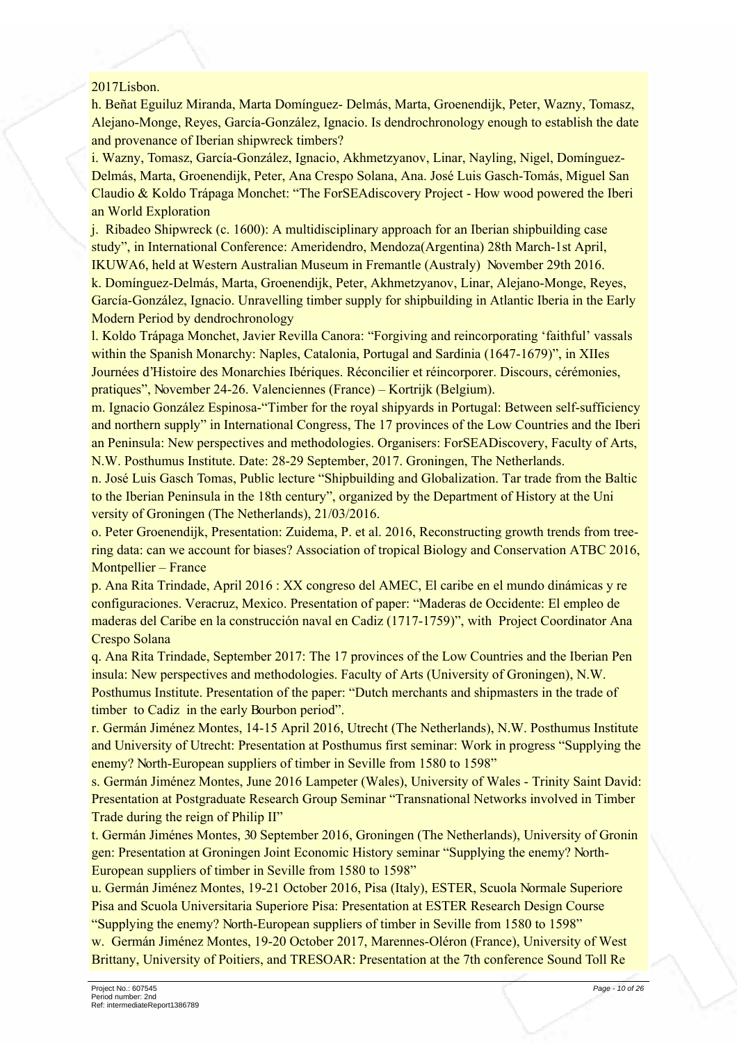2017Lisbon.

h. Beñat Eguiluz Miranda, Marta Domínguez- Delmás, Marta, Groenendijk, Peter, Wazny, Tomasz, Alejano-Monge, Reyes, García-González, Ignacio. Is dendrochronology enough to establish the date and provenance of Iberian shipwreck timbers?

i. Wazny, Tomasz, García-González, Ignacio, Akhmetzyanov, Linar, Nayling, Nigel, Domínguez-Delmás, Marta, Groenendijk, Peter, Ana Crespo Solana, Ana. José Luis Gasch-Tomás, Miguel San Claudio & Koldo Trápaga Monchet: "The ForSEAdiscovery Project - How wood powered the Iberi an World Exploration

j. Ribadeo Shipwreck (c. 1600): A multidisciplinary approach for an Iberian shipbuilding case study", in International Conference: Ameridendro, Mendoza(Argentina) 28th March-1st April, IKUWA6, held at Western Australian Museum in Fremantle (Australy) November 29th 2016.

k. Domínguez-Delmás, Marta, Groenendijk, Peter, Akhmetzyanov, Linar, Alejano-Monge, Reyes, García-González, Ignacio. Unravelling timber supply for shipbuilding in Atlantic Iberia in the Early Modern Period by dendrochronology

l. Koldo Trápaga Monchet, Javier Revilla Canora: "Forgiving and reincorporating 'faithful' vassals within the Spanish Monarchy: Naples, Catalonia, Portugal and Sardinia (1647-1679)", in XIIes Journées d'Histoire des Monarchies Ibériques. Réconcilier et réincorporer. Discours, cérémonies, pratiques", November 24-26. Valenciennes (France) – Kortrijk (Belgium).

m. Ignacio González Espinosa-"Timber for the royal shipyards in Portugal: Between self-sufficiency and northern supply" in International Congress, The 17 provinces of the Low Countries and the Iberi an Peninsula: New perspectives and methodologies. Organisers: ForSEADiscovery, Faculty of Arts, N.W. Posthumus Institute. Date: 28-29 September, 2017. Groningen, The Netherlands.

n. José Luis Gasch Tomas, Public lecture "Shipbuilding and Globalization. Tar trade from the Baltic to the Iberian Peninsula in the 18th century", organized by the Department of History at the Uni versity of Groningen (The Netherlands), 21/03/2016.

o. Peter Groenendijk, Presentation: Zuidema, P. et al. 2016, Reconstructing growth trends from tree-ring data: can we account for biases? Association of tropical Biology and Conservation ATBC 2016, Montpellier – France

p. Ana Rita Trindade, April 2016 : XX congreso del AMEC, El caribe en el mundo dinámicas y re configuraciones. Veracruz, Mexico. Presentation of paper: "Maderas de Occidente: El empleo de maderas del Caribe en la construcción naval en Cadiz (1717-1759)", with Project Coordinator Ana Crespo Solana

q. Ana Rita Trindade, September 2017: The 17 provinces of the Low Countries and the Iberian Pen insula: New perspectives and methodologies. Faculty of Arts (University of Groningen), N.W. Posthumus Institute. Presentation of the paper: "Dutch merchants and shipmasters in the trade of timber to Cadiz in the early Bourbon period".

r. Germán Jiménez Montes, 14-15 April 2016, Utrecht (The Netherlands), N.W. Posthumus Institute and University of Utrecht: Presentation at Posthumus first seminar: Work in progress "Supplying the enemy? North-European suppliers of timber in Seville from 1580 to 1598"

s. Germán Jiménez Montes, June 2016 Lampeter (Wales), University of Wales - Trinity Saint David: Presentation at Postgraduate Research Group Seminar "Transnational Networks involved in Timber Trade during the reign of Philip II"

t. Germán Jiménes Montes, 30 September 2016, Groningen (The Netherlands), University of Gronin gen: Presentation at Groningen Joint Economic History seminar "Supplying the enemy? North-European suppliers of timber in Seville from 1580 to 1598"

u. Germán Jiménez Montes, 19-21 October 2016, Pisa (Italy), ESTER, Scuola Normale Superiore Pisa and Scuola Universitaria Superiore Pisa: Presentation at ESTER Research Design Course "Supplying the enemy? North-European suppliers of timber in Seville from 1580 to 1598"

w. Germán Jiménez Montes, 19-20 October 2017, Marennes-Oléron (France), University of West Brittany, University of Poitiers, and TRESOAR: Presentation at the 7th conference Sound Toll Re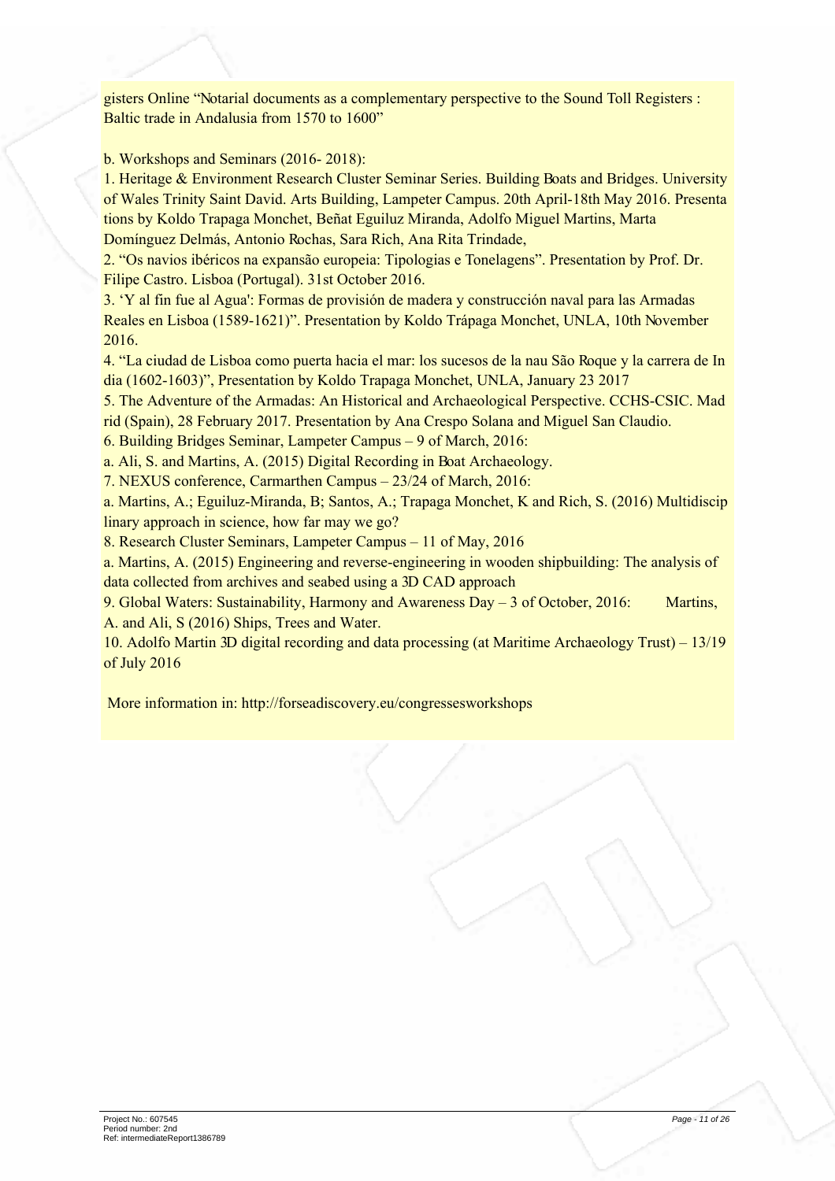gisters Online "Notarial documents as a complementary perspective to the Sound Toll Registers : Baltic trade in Andalusia from 1570 to 1600"

b. Workshops and Seminars (2016- 2018):

1. Heritage & Environment Research Cluster Seminar Series. Building Boats and Bridges. University of Wales Trinity Saint David. Arts Building, Lampeter Campus. 20th April-18th May 2016. Presentations by Koldo Trapaga Monchet, Beñat Eguiluz Miranda, Adolfo Miguel Martins, Marta Domínguez Delmás, Antonio Rochas, Sara Rich, Ana Rita Trindade,
2. "Os navios ibéricos na expansão europeia: Tipologias e Tonelagens". Presentation by Prof. Dr. Filipe Castro. Lisboa (Portugal). 31st October 2016.
3. 'Y al fin fue al Agua': Formas de provisión de madera y construcción naval para las Armadas Reales en Lisboa (1589-1621)". Presentation by Koldo Trápaga Monchet, UNLA, 10th November 2016.
4. "La ciudad de Lisboa como puerta hacia el mar: los sucesos de la nau São Roque y la carrera de India (1602-1603)", Presentation by Koldo Trapaga Monchet, UNLA, January 23 2017
5. The Adventure of the Armadas: An Historical and Archaeological Perspective. CCHS-CSIC. Madrid (Spain), 28 February 2017. Presentation by Ana Crespo Solana and Miguel San Claudio.
6. Building Bridges Seminar, Lampeter Campus – 9 of March, 2016:
   a. Ali, S. and Martins, A. (2015) Digital Recording in Boat Archaeology.
7. NEXUS conference, Carmarthen Campus – 23/24 of March, 2016:
   a. Martins, A.; Eguiluz-Miranda, B; Santos, A.; Trapaga Monchet, K and Rich, S. (2016) Multidisciplinary approach in science, how far may we go?
8. Research Cluster Seminars, Lampeter Campus – 11 of May, 2016
   a. Martins, A. (2015) Engineering and reverse-engineering in wooden shipbuilding: The analysis of data collected from archives and seabed using a 3D CAD approach
9. Global Waters: Sustainability, Harmony and Awareness Day – 3 of October, 2016: Martins, A. and Ali, S (2016) Ships, Trees and Water.
10. Adolfo Martin 3D digital recording and data processing (at Maritime Archaeology Trust) – 13/19 of July 2016

More information in: http://forseadiscovery.eu/congressesworkshops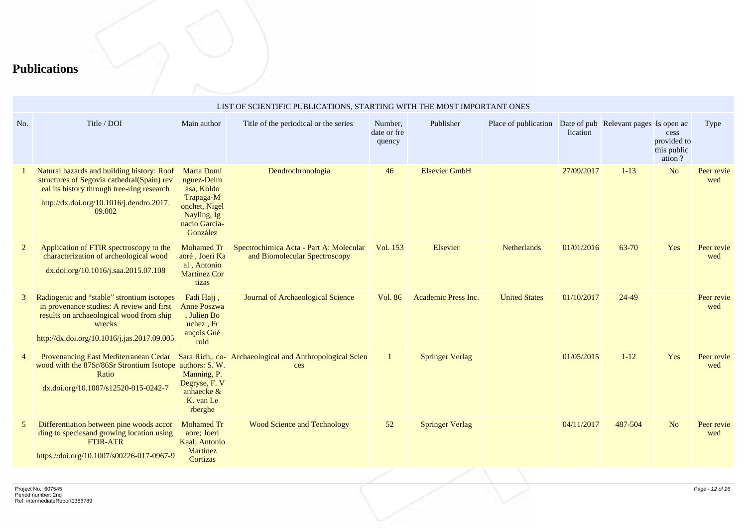## Publications

| LIST OF SCIENTIFIC PUBLICATIONS, STARTING WITH THE MOST IMPORTANT ONES | | | | | | | | | | |
|---|---|---|---|---|---|---|---|---|---|---|
| No. | Title / DOI | Main author | Title of the periodical or the series | Number, date or frequency | Publisher | Place of publication | Date of publication | Relevant pages | Is open access provided to this publication ? | Type |
| 1 | Natural hazards and building history: Roof structures of Segovia cathedral(Spain) reveal its history through tree-ring research<br>http://dx.doi.org/10.1016/j.dendro.2017.09.002 | Marta Domínguez-Delmás, Koldo Trapaga-Monchet, Nigel Nayling, Ignacio García-González | Dendrochronologia | 46 | Elsevier GmbH | | 27/09/2017 | 1-13 | No | Peer reviewed |
| 2 | Application of FTIR spectroscopy to the characterization of archeological wood<br>dx.doi.org/10.1016/j.saa.2015.07.108 | Mohamed Traoré , Joeri Kaal , Antonio Martínez Cortizas | Spectrochimica Acta - Part A: Molecular and Biomolecular Spectroscopy | Vol. 153 | Elsevier | Netherlands | 01/01/2016 | 63-70 | Yes | Peer reviewed |
| 3 | Radiogenic and "stable" strontium isotopes in provenance studies: A review and first results on archaeological wood from ship wrecks<br>http://dx.doi.org/10.1016/j.jas.2017.09.005 | Fadi Hajj , Anne Poszwa , Julien Bouchez , François Guérold | Journal of Archaeological Science | Vol. 86 | Academic Press Inc. | United States | 01/10/2017 | 24-49 | | Peer reviewed |
| 4 | Provenancing East Mediterranean Cedar wood with the 87Sr/86Sr Strontium Isotope Ratio<br>dx.doi.org/10.1007/s12520-015-0242-7 | Sara Rich,. co-authors: S. W. Manning, P. Degryse, F. Vanhaecke & K. van Lerberghe | Archaeological and Anthropological Sciences | 1 | Springer Verlag | | 01/05/2015 | 1-12 | Yes | Peer reviewed |
| 5 | Differentiation between pine woods according to speciesand growing location using FTIR-ATR<br>https://doi.org/10.1007/s00226-017-0967-9 | Mohamed Traore; Joeri Kaal; Antonio Martínez Cortizas | Wood Science and Technology | 52 | Springer Verlag | | 04/11/2017 | 487-504 | No | Peer reviewed |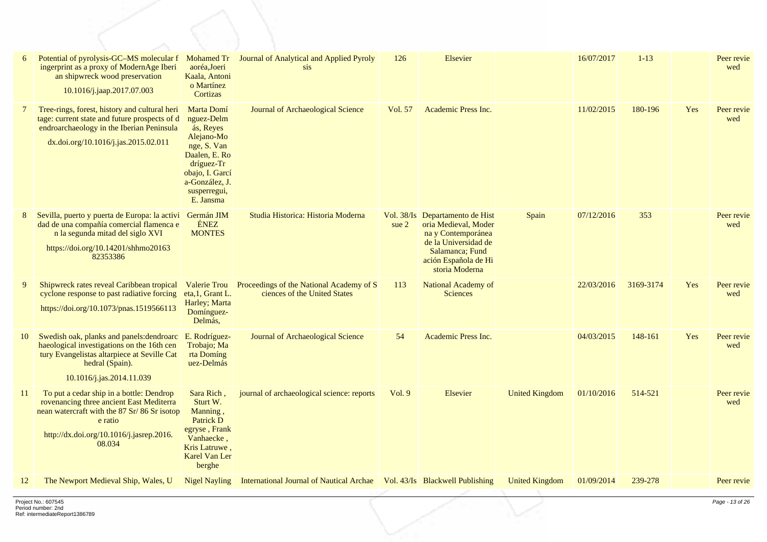| 6 | Potential of pyrolysis-GC–MS molecular fingerprint as a proxy of ModernAge Iberian shipwreck wood preservation<br>10.1016/j.jaap.2017.07.003 | Mohamed Traoréa,Joeri Kaala, Antonio Martínez Cortizas | Journal of Analytical and Applied Pyrolysis | 126 | Elsevier | | 16/07/2017 | 1-13 | | Peer reviewed |
|---|---|---|---|---|---|---|---|---|---|---|
| 7 | Tree-rings, forest, history and cultural heritage: current state and future prospects of dendroarchaeology in the Iberian Peninsula<br>dx.doi.org/10.1016/j.jas.2015.02.011 | Marta Domínguez-Delmás, Reyes Alejano-Monge, S. Van Daalen, E. Rodríguez-Trobajo, I. García-González, J. susperregui, E. Jansma | Journal of Archaeological Science | Vol. 57 | Academic Press Inc. | | 11/02/2015 | 180-196 | Yes | Peer reviewed |
| 8 | Sevilla, puerto y puerta de Europa: la actividad de una compañía comercial flamenca en la segunda mitad del siglo XVI<br>https://doi.org/10.14201/shhmo2016382353386 | Germán JIMÉNEZ MONTES | Studia Historica: Historia Moderna | Vol. 38/Issue 2 | Departamento de Historia Medieval, Moderna y Contemporánea de la Universidad de Salamanca; Fundación Española de Historia Moderna | Spain | 07/12/2016 | 353 | | Peer reviewed |
| 9 | Shipwreck rates reveal Caribbean tropical cyclone response to past radiative forcing<br>https://doi.org/10.1073/pnas.1519566113 | Valerie Trouet a,1, Grant L. Harley; Marta Domínguez-Delmás, | Proceedings of the National Academy of Sciences of the United States | 113 | National Academy of Sciences | | 22/03/2016 | 3169-3174 | Yes | Peer reviewed |
| 10 | Swedish oak, planks and panels:dendroarchaeological investigations on the 16th century Evangelists altarpiece at Seville Cathedral (Spain).<br>10.1016/j.jas.2014.11.039 | E. Rodríguez-Trobajo; Marta Domínguez-Delmás | Journal of Archaeological Science | 54 | Academic Press Inc. | | 04/03/2015 | 148-161 | Yes | Peer reviewed |
| 11 | To put a cedar ship in a bottle: Dendroprovenancing three ancient East Mediterranean watercraft with the 87 Sr/ 86 Sr isotope ratio<br>http://dx.doi.org/10.1016/j.jasrep.2016.08.034 | Sara Rich , Sturt W. Manning , Patrick Degryse , Frank Vanhaecke , Kris Latruwe , Karel Van Lerberghe | journal of archaeological science: reports | Vol. 9 | Elsevier | United Kingdom | 01/10/2016 | 514-521 | | Peer reviewed |
| 12 | The Newport Medieval Ship, Wales, U | Nigel Nayling | International Journal of Nautical Archae | Vol. 43/Is | Blackwell Publishing | United Kingdom | 01/09/2014 | 239-278 | | Peer revie |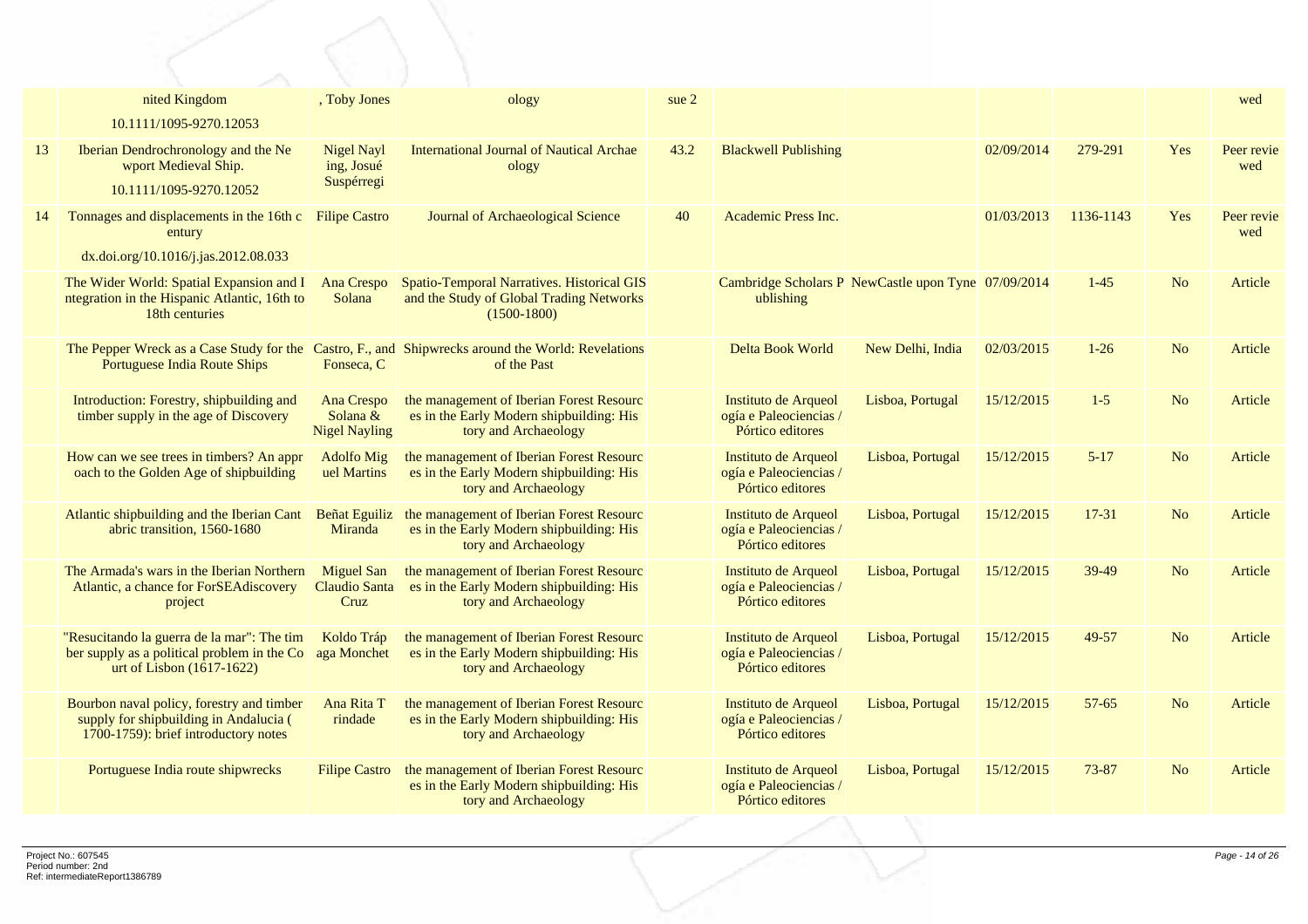|  | nited Kingdom<br>10.1111/1095-9270.12053 | , Toby Jones | ology | sue 2 |  |  |  |  |  | wed |
|---|---|---|---|---|---|---|---|---|---|---|
| 13 | Iberian Dendrochronology and the Ne wport Medieval Ship.<br>10.1111/1095-9270.12052 | Nigel Nayl ing, Josué Suspérregi | International Journal of Nautical Archae ology | 43.2 | Blackwell Publishing |  | 02/09/2014 | 279-291 | Yes | Peer revie wed |
| 14 | Tonnages and displacements in the 16th c entury<br>dx.doi.org/10.1016/j.jas.2012.08.033 | Filipe Castro | Journal of Archaeological Science | 40 | Academic Press Inc. |  | 01/03/2013 | 1136-1143 | Yes | Peer revie wed |
|  | The Wider World: Spatial Expansion and I ntegration in the Hispanic Atlantic, 16th to 18th centuries | Ana Crespo Solana | Spatio-Temporal Narratives. Historical GIS and the Study of Global Trading Networks (1500-1800) |  | Cambridge Scholars P ublishing | NewCastle upon Tyne | 07/09/2014 | 1-45 | No | Article |
|  | The Pepper Wreck as a Case Study for the Portuguese India Route Ships | Castro, F., and Fonseca, C | Shipwrecks around the World: Revelations of the Past |  | Delta Book World | New Delhi, India | 02/03/2015 | 1-26 | No | Article |
|  | Introduction: Forestry, shipbuilding and timber supply in the age of Discovery | Ana Crespo Solana & Nigel Nayling | the management of Iberian Forest Resourc es in the Early Modern shipbuilding: His tory and Archaeology |  | Instituto de Arqueol ogía e Paleociencias / Pórtico editores | Lisboa, Portugal | 15/12/2015 | 1-5 | No | Article |
|  | How can we see trees in timbers? An appr oach to the Golden Age of shipbuilding | Adolfo Mig uel Martins | the management of Iberian Forest Resourc es in the Early Modern shipbuilding: His tory and Archaeology |  | Instituto de Arqueol ogía e Paleociencias / Pórtico editores | Lisboa, Portugal | 15/12/2015 | 5-17 | No | Article |
|  | Atlantic shipbuilding and the Iberian Cant abric transition, 1560-1680 | Beñat Eguiliz Miranda | the management of Iberian Forest Resourc es in the Early Modern shipbuilding: His tory and Archaeology |  | Instituto de Arqueol ogía e Paleociencias / Pórtico editores | Lisboa, Portugal | 15/12/2015 | 17-31 | No | Article |
|  | The Armada's wars in the Iberian Northern Atlantic, a chance for ForSEAdiscovery project | Miguel San Claudio Santa Cruz | the management of Iberian Forest Resourc es in the Early Modern shipbuilding: His tory and Archaeology |  | Instituto de Arqueol ogía e Paleociencias / Pórtico editores | Lisboa, Portugal | 15/12/2015 | 39-49 | No | Article |
|  | "Resucitando la guerra de la mar": The tim ber supply as a political problem in the Co urt of Lisbon (1617-1622) | Koldo Tráp aga Monchet | the management of Iberian Forest Resourc es in the Early Modern shipbuilding: His tory and Archaeology |  | Instituto de Arqueol ogía e Paleociencias / Pórtico editores | Lisboa, Portugal | 15/12/2015 | 49-57 | No | Article |
|  | Bourbon naval policy, forestry and timber supply for shipbuilding in Andalucia ( 1700-1759): brief introductory notes | Ana Rita T rindade | the management of Iberian Forest Resourc es in the Early Modern shipbuilding: His tory and Archaeology |  | Instituto de Arqueol ogía e Paleociencias / Pórtico editores | Lisboa, Portugal | 15/12/2015 | 57-65 | No | Article |
|  | Portuguese India route shipwrecks | Filipe Castro | the management of Iberian Forest Resourc es in the Early Modern shipbuilding: His tory and Archaeology |  | Instituto de Arqueol ogía e Paleociencias / Pórtico editores | Lisboa, Portugal | 15/12/2015 | 73-87 | No | Article |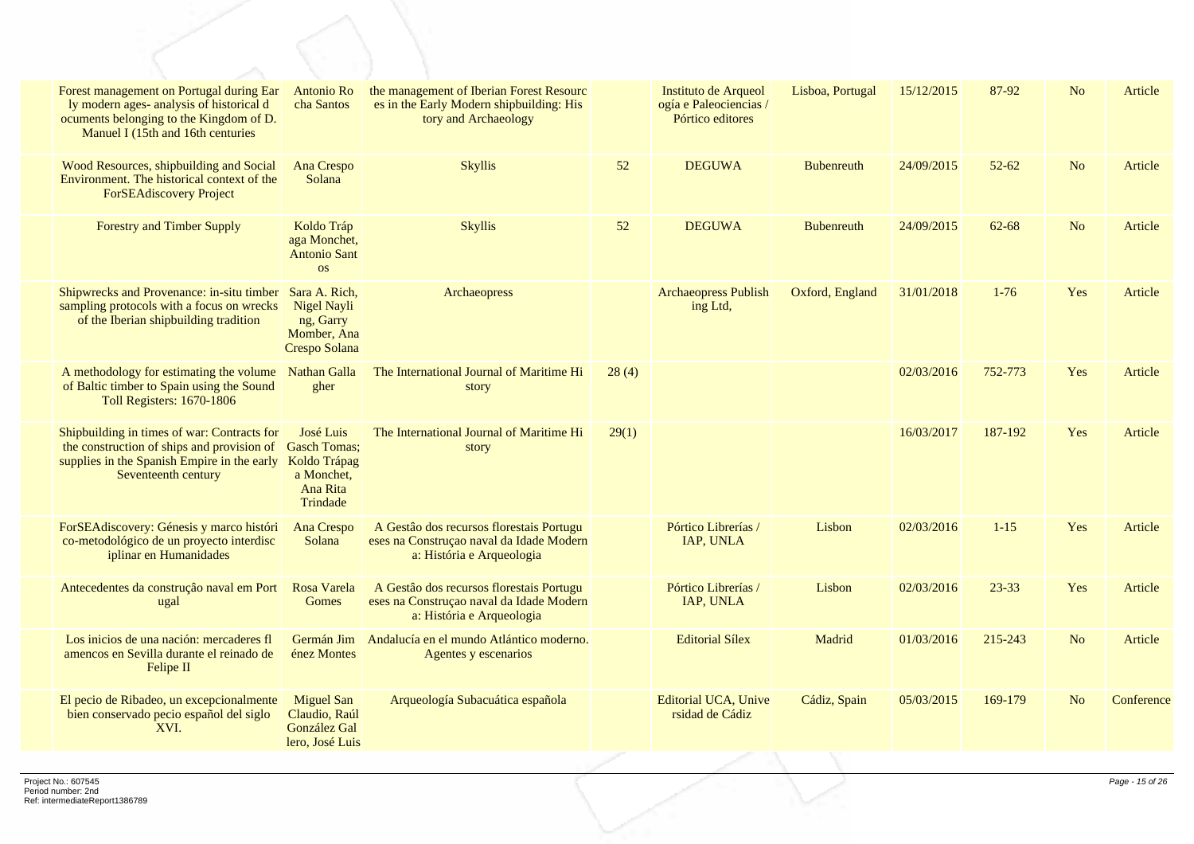| | | | | | | | | | | |
|---|---|---|---|---|---|---|---|---|---|---|
| Forest management on Portugal during Early modern ages- analysis of historical documents belonging to the Kingdom of D. Manuel I (15th and 16th centuries | Antonio Rocha Santos | the management of Iberian Forest Resources in the Early Modern shipbuilding: History and Archaeology | | Instituto de Arqueología e Paleociencias / Pórtico editores | Lisboa, Portugal | 15/12/2015 | 87-92 | No | Article |
| Wood Resources, shipbuilding and Social Environment. The historical context of the ForSEAdiscovery Project | Ana Crespo Solana | Skyllis | 52 | DEGUWA | Bubenreuth | 24/09/2015 | 52-62 | No | Article |
| Forestry and Timber Supply | Koldo Trápaga Monchet, Antonio Santos | Skyllis | 52 | DEGUWA | Bubenreuth | 24/09/2015 | 62-68 | No | Article |
| Shipwrecks and Provenance: in-situ timber sampling protocols with a focus on wrecks of the Iberian shipbuilding tradition | Sara A. Rich, Nigel Nayling, Garry Momber, Ana Crespo Solana | Archaeopress | | Archaeopress Publishing Ltd, | Oxford, England | 31/01/2018 | 1-76 | Yes | Article |
| A methodology for estimating the volume of Baltic timber to Spain using the Sound Toll Registers: 1670-1806 | Nathan Gallagher | The International Journal of Maritime History | 28 (4) | | | 02/03/2016 | 752-773 | Yes | Article |
| Shipbuilding in times of war: Contracts for the construction of ships and provision of supplies in the Spanish Empire in the early Seventeenth century | José Luis Gasch Tomas; Koldo Trápaga Monchet, Ana Rita Trindade | The International Journal of Maritime History | 29(1) | | | 16/03/2017 | 187-192 | Yes | Article |
| ForSEAdiscovery: Génesis y marco histórico-metodológico de un proyecto interdisciplinar en Humanidades | Ana Crespo Solana | A Gestão dos recursos florestais Portugueses na Construçao naval da Idade Moderna: História e Arqueologia | | Pórtico Librerías / IAP, UNLA | Lisbon | 02/03/2016 | 1-15 | Yes | Article |
| Antecedentes da construção naval em Portugal | Rosa Varela Gomes | A Gestão dos recursos florestais Portugueses na Construçao naval da Idade Moderna: História e Arqueologia | | Pórtico Librerías / IAP, UNLA | Lisbon | 02/03/2016 | 23-33 | Yes | Article |
| Los inicios de una nación: mercaderes flamencos en Sevilla durante el reinado de Felipe II | Germán Jiménez Montes | Andalucía en el mundo Atlántico moderno. Agentes y escenarios | | Editorial Sílex | Madrid | 01/03/2016 | 215-243 | No | Article |
| El pecio de Ribadeo, un excepcionalmente bien conservado pecio español del siglo XVI. | Miguel San Claudio, Raúl González Gallero, José Luis | Arqueología Subacuática española | | Editorial UCA, Universidad de Cádiz | Cádiz, Spain | 05/03/2015 | 169-179 | No | Conference |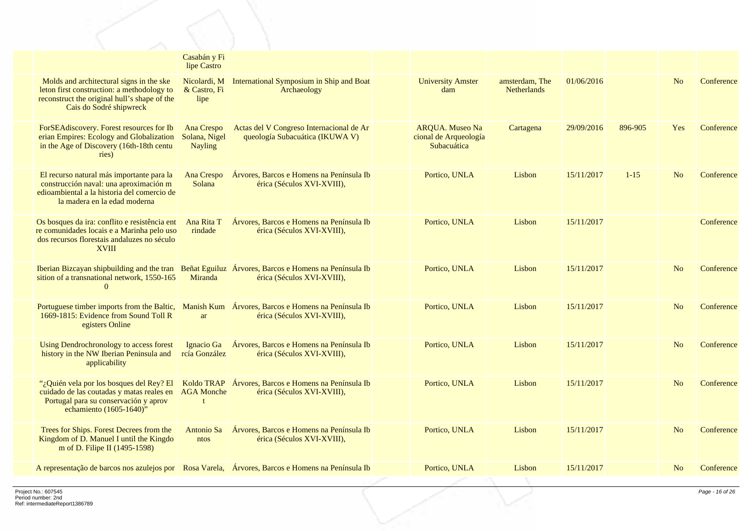|  |  |  |  |  |  |  |  |  |  |
|---|---|---|---|---|---|---|---|---|---|
|  |  | Casabán y Filipe Castro |  |  |  |  |  |  |  |
|  | Molds and architectural signs in the skeleton first construction: a methodology to reconstruct the original hull's shape of the Cais do Sodré shipwreck | Nicolardi, M & Castro, Filipe | International Symposium in Ship and Boat Archaeology |  | University Amsterdam | amsterdam, The Netherlands | 01/06/2016 |  | No | Conference |
|  | ForSEAdiscovery. Forest resources for Iberian Empires: Ecology and Globalization in the Age of Discovery (16th-18th centuries) | Ana Crespo Solana, Nigel Nayling | Actas del V Congreso Internacional de Arqueología Subacuática (IKUWA V) |  | ARQUA. Museo Nacional de Arqueología Subacuática | Cartagena | 29/09/2016 | 896-905 | Yes | Conference |
|  | El recurso natural más importante para la construcción naval: una aproximación medioambiental a la historia del comercio de la madera en la edad moderna | Ana Crespo Solana | Árvores, Barcos e Homens na Península Ibérica (Séculos XVI-XVIII), |  | Portico, UNLA | Lisbon | 15/11/2017 | 1-15 | No | Conference |
|  | Os bosques da ira: conflito e resistência entre comunidades locais e a Marinha pelo uso dos recursos florestais andaluzes no século XVIII | Ana Rita Trindade | Árvores, Barcos e Homens na Península Ibérica (Séculos XVI-XVIII), |  | Portico, UNLA | Lisbon | 15/11/2017 |  |  | Conference |
|  | Iberian Bizcayan shipbuilding and the transition of a transnational network, 1550-1650 | Beñat Eguiluz Miranda | Árvores, Barcos e Homens na Península Ibérica (Séculos XVI-XVIII), |  | Portico, UNLA | Lisbon | 15/11/2017 |  | No | Conference |
|  | Portuguese timber imports from the Baltic, 1669-1815: Evidence from Sound Toll Registers Online | Manish Kumar | Árvores, Barcos e Homens na Península Ibérica (Séculos XVI-XVIII), |  | Portico, UNLA | Lisbon | 15/11/2017 |  | No | Conference |
|  | Using Dendrochronology to access forest history in the NW Iberian Peninsula and applicability | Ignacio García González | Árvores, Barcos e Homens na Península Ibérica (Séculos XVI-XVIII), |  | Portico, UNLA | Lisbon | 15/11/2017 |  | No | Conference |
|  | "¿Quién vela por los bosques del Rey? El cuidado de las coutadas y matas reales en Portugal para su conservación y aprovechamiento (1605-1640)" | Koldo TRAPAGA Monchet | Árvores, Barcos e Homens na Península Ibérica (Séculos XVI-XVIII), |  | Portico, UNLA | Lisbon | 15/11/2017 |  | No | Conference |
|  | Trees for Ships. Forest Decrees from the Kingdom of D. Manuel I until the Kingdom of D. Filipe II (1495-1598) | Antonio Santos | Árvores, Barcos e Homens na Península Ibérica (Séculos XVI-XVIII), |  | Portico, UNLA | Lisbon | 15/11/2017 |  | No | Conference |
|  | A representação de barcos nos azulejos por | Rosa Varela, | Árvores, Barcos e Homens na Península Ib |  | Portico, UNLA | Lisbon | 15/11/2017 |  | No | Conference |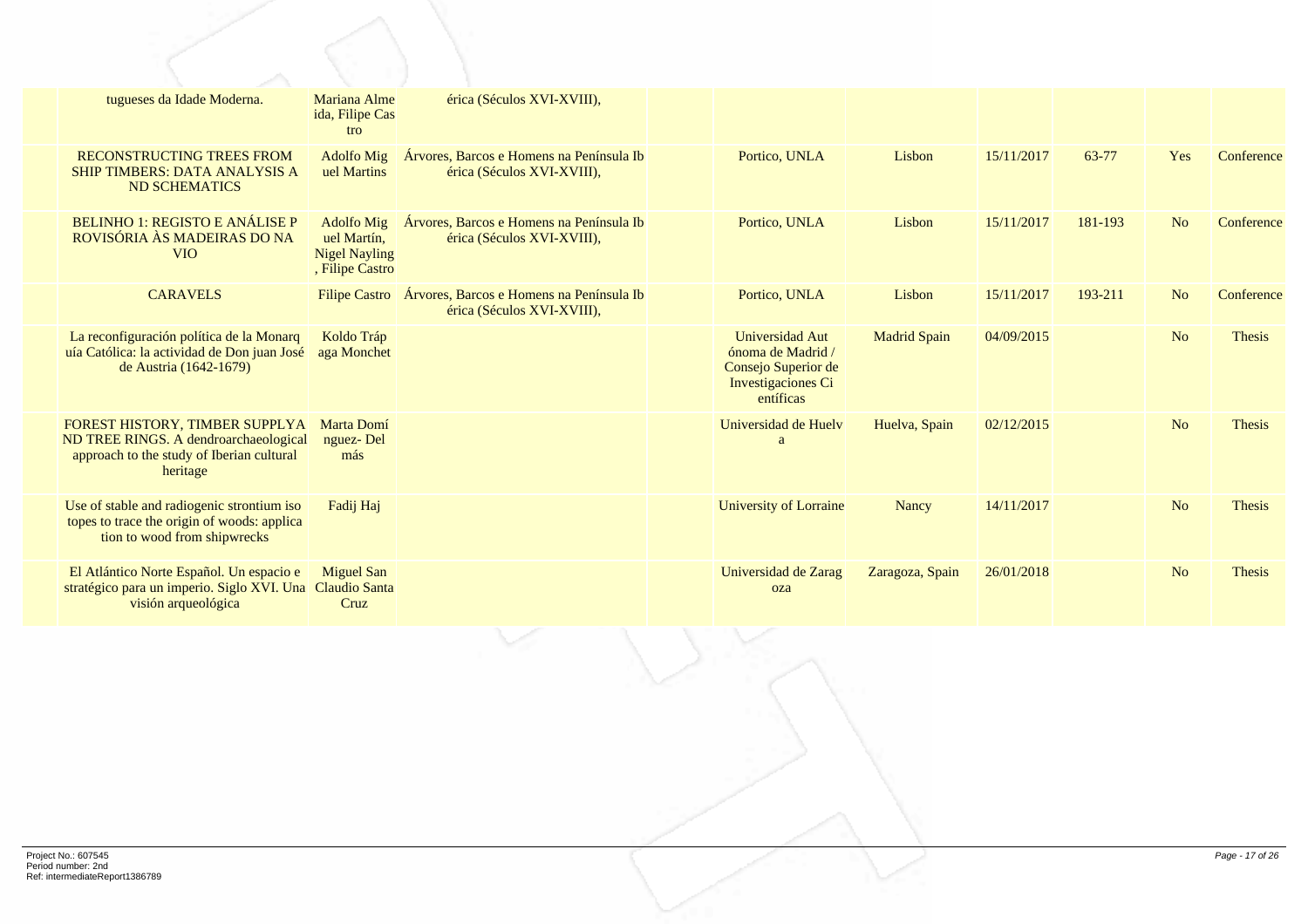| | | | | | | | | | | |
|---|---|---|---|---|---|---|---|---|---|---|
| | tugueses da Idade Moderna. | Mariana Almeida, Filipe Castro | érica (Séculos XVI-XVIII), | | | | | | | |
| | RECONSTRUCTING TREES FROM SHIP TIMBERS: DATA ANALYSIS AND SCHEMATICS | Adolfo Miguel Martins | Árvores, Barcos e Homens na Península Ibérica (Séculos XVI-XVIII), | | Portico, UNLA | Lisbon | 15/11/2017 | 63-77 | Yes | Conference |
| | BELINHO 1: REGISTO E ANÁLISE PROVISÓRIA ÀS MADEIRAS DO NAVIO | Adolfo Miguel Martín, Nigel Nayling, Filipe Castro | Árvores, Barcos e Homens na Península Ibérica (Séculos XVI-XVIII), | | Portico, UNLA | Lisbon | 15/11/2017 | 181-193 | No | Conference |
| | CARAVELS | Filipe Castro | Árvores, Barcos e Homens na Península Ibérica (Séculos XVI-XVIII), | | Portico, UNLA | Lisbon | 15/11/2017 | 193-211 | No | Conference |
| | La reconfiguración política de la Monarquía Católica: la actividad de Don juan José de Austria (1642-1679) | Koldo Trápaga Monchet | | | Universidad Autónoma de Madrid / Consejo Superior de Investigaciones Científicas | Madrid Spain | 04/09/2015 | | No | Thesis |
| | FOREST HISTORY, TIMBER SUPPLY AND TREE RINGS. A dendroarchaeological approach to the study of Iberian cultural heritage | Marta Domínguez- Delmás | | | Universidad de Huelva | Huelva, Spain | 02/12/2015 | | No | Thesis |
| | Use of stable and radiogenic strontium isotopes to trace the origin of woods: application to wood from shipwrecks | Fadij Haj | | | University of Lorraine | Nancy | 14/11/2017 | | No | Thesis |
| | El Atlántico Norte Español. Un espacio estratégico para un imperio. Siglo XVI. Una visión arqueológica | Miguel San Claudio Santa Cruz | | | Universidad de Zaragoza | Zaragoza, Spain | 26/01/2018 | | No | Thesis |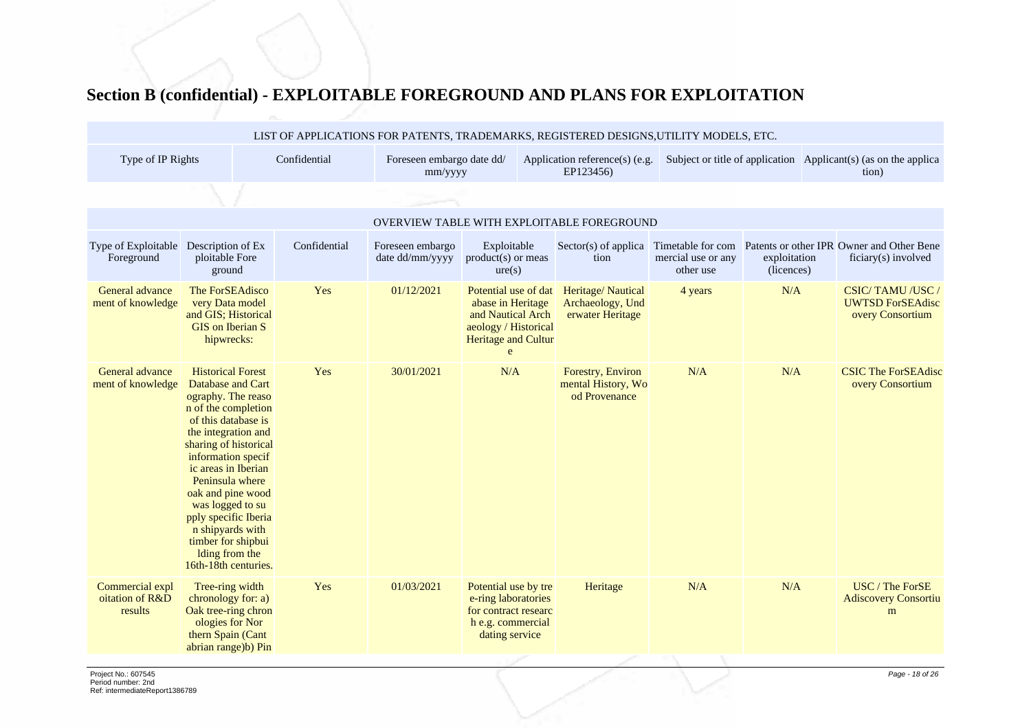# Section B (confidential) - EXPLOITABLE FOREGROUND AND PLANS FOR EXPLOITATION

| LIST OF APPLICATIONS FOR PATENTS, TRADEMARKS, REGISTERED DESIGNS,UTILITY MODELS, ETC. | | | | | |
|---|---|---|---|---|---|
| Type of IP Rights | Confidential | Foreseen embargo date dd/mm/yyyy | Application reference(s) (e.g. EP123456) | Subject or title of application | Applicant(s) (as on the application) |

| OVERVIEW TABLE WITH EXPLOITABLE FOREGROUND | | | | | | | | |
|---|---|---|---|---|---|---|---|---|
| Type of Exploitable Foreground | Description of Exploitable Foreground | Confidential | Foreseen embargo date dd/mm/yyyy | Exploitable product(s) or measure(s) | Sector(s) of application | Timetable for commercial use or any other use | Patents or other IPR exploitation (licences) | Owner and Other Beneficiary(s) involved |
| General advancement of knowledge | The ForSEAdiscovery Data model and GIS; Historical GIS on Iberian Shipwrecks: | Yes | 01/12/2021 | Potential use of database in Heritage and Nautical Archaeology / Historical Heritage and Culture | Heritage/ Nautical Archaeology, Underwater Heritage | 4 years | N/A | CSIC/ TAMU /USC / UWTSD ForSEAdiscovery Consortium |
| General advancement of knowledge | Historical Forest Database and Cartography. The reason of the completion of this database is the integration and sharing of historical information specific areas in Iberian Peninsula where oak and pine wood was logged to supply specific Iberian shipyards with timber for shipbuilding from the 16th-18th centuries. | Yes | 30/01/2021 | N/A | Forestry, Environmental History, Wood Provenance | N/A | N/A | CSIC The ForSEAdiscovery Consortium |
| Commercial exploitation of R&D results | Tree-ring width chronology for: a) Oak tree-ring chronologies for Northern Spain (Cantabrian range)b) Pin | Yes | 01/03/2021 | Potential use by tree-ring laboratories for contract research e.g. commercial dating service | Heritage | N/A | N/A | USC / The ForSEAdiscovery Consortium |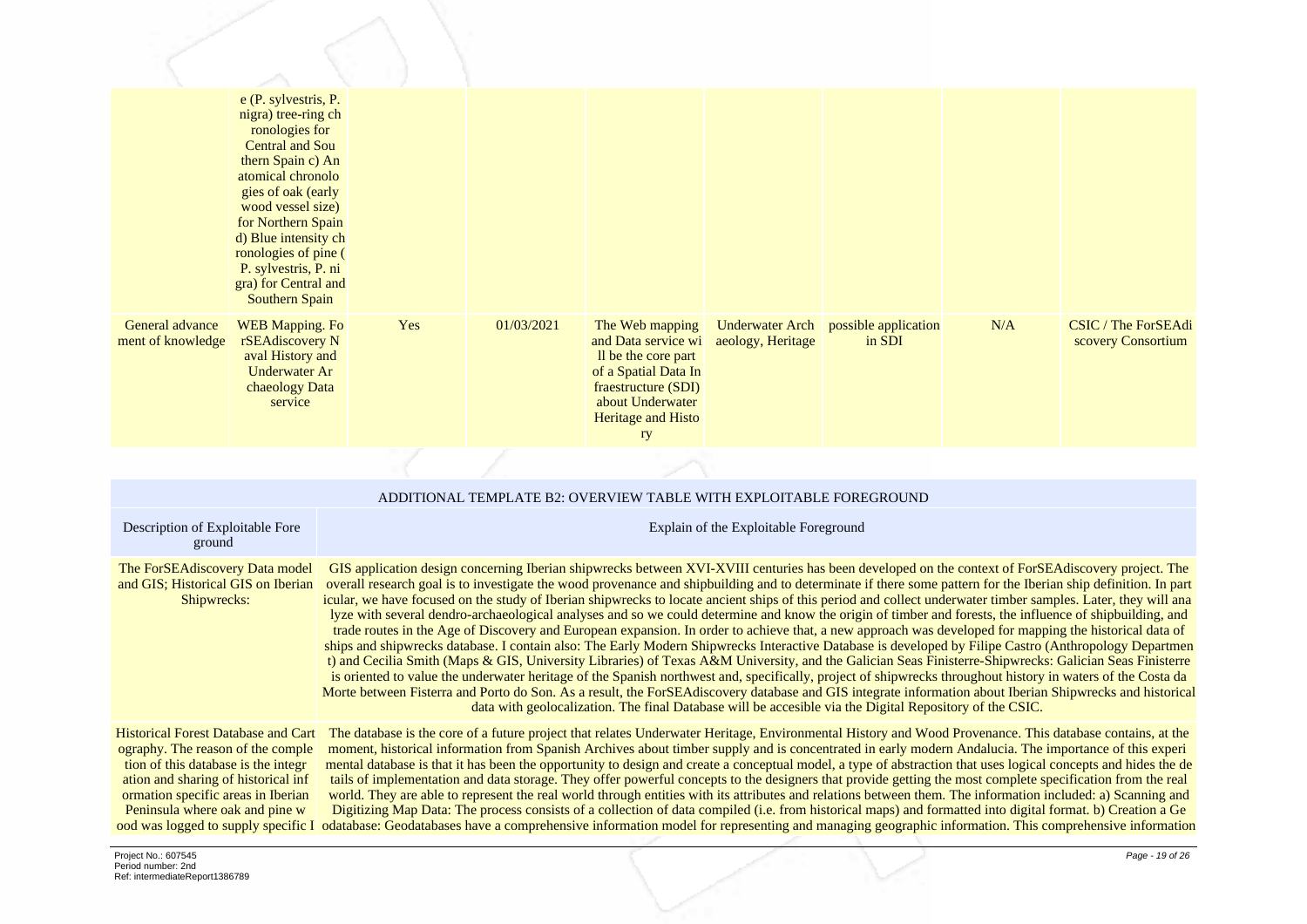| | | | | | | | | |
|---|---|---|---|---|---|---|---|---|
| | e (P. sylvestris, P. nigra) tree-ring chronologies for Central and Southern Spain c) Anatomical chronologies of oak (early wood vessel size) for Northern Spain d) Blue intensity chronologies of pine (P. sylvestris, P. nigra) for Central and Southern Spain | | | | | | | |
| General advancement of knowledge | WEB Mapping. ForSEAdiscovery Naval History and Underwater Archaeology Data service | Yes | 01/03/2021 | The Web mapping and Data service will be the core part of a Spatial Data Infraestructure (SDI) about Underwater Heritage and History | Underwater Archaeology, Heritage | possible application in SDI | N/A | CSIC / The ForSEAdiscovery Consortium |

| ADDITIONAL TEMPLATE B2: OVERVIEW TABLE WITH EXPLOITABLE FOREGROUND | |
|---|---|
| Description of Exploitable Foreground | Explain of the Exploitable Foreground |
| The ForSEAdiscovery Data model and GIS; Historical GIS on Iberian Shipwrecks: | GIS application design concerning Iberian shipwrecks between XVI-XVIII centuries has been developed on the context of ForSEAdiscovery project. The overall research goal is to investigate the wood provenance and shipbuilding and to determinate if there some pattern for the Iberian ship definition. In particular, we have focused on the study of Iberian shipwrecks to locate ancient ships of this period and collect underwater timber samples. Later, they will analyze with several dendro-archaeological analyses and so we could determine and know the origin of timber and forests, the influence of shipbuilding, and trade routes in the Age of Discovery and European expansion. In order to achieve that, a new approach was developed for mapping the historical data of ships and shipwrecks database. I contain also: The Early Modern Shipwrecks Interactive Database is developed by Filipe Castro (Anthropology Department) and Cecilia Smith (Maps & GIS, University Libraries) of Texas A&M University, and the Galician Seas Finisterre-Shipwrecks: Galician Seas Finisterre is oriented to value the underwater heritage of the Spanish northwest and, specifically, project of shipwrecks throughout history in waters of the Costa da Morte between Fisterra and Porto do Son. As a result, the ForSEAdiscovery database and GIS integrate information about Iberian Shipwrecks and historical data with geolocalization. The final Database will be accesible via the Digital Repository of the CSIC. |
| Historical Forest Database and Cartography. The reason of the completion of this database is the integration and sharing of historical information specific areas in Iberian Peninsula where oak and pine wood was logged to supply specific I | The database is the core of a future project that relates Underwater Heritage, Environmental History and Wood Provenance. This database contains, at the moment, historical information from Spanish Archives about timber supply and is concentrated in early modern Andalucia. The importance of this experimental database is that it has been the opportunity to design and create a conceptual model, a type of abstraction that uses logical concepts and hides the details of implementation and data storage. They offer powerful concepts to the designers that provide getting the most complete specification from the real world. They are able to represent the real world through entities with its attributes and relations between them. The information included: a) Scanning and Digitizing Map Data: The process consists of a collection of data compiled (i.e. from historical maps) and formatted into digital format. b) Creation a Geodatabase: Geodatabases have a comprehensive information model for representing and managing geographic information. This comprehensive information |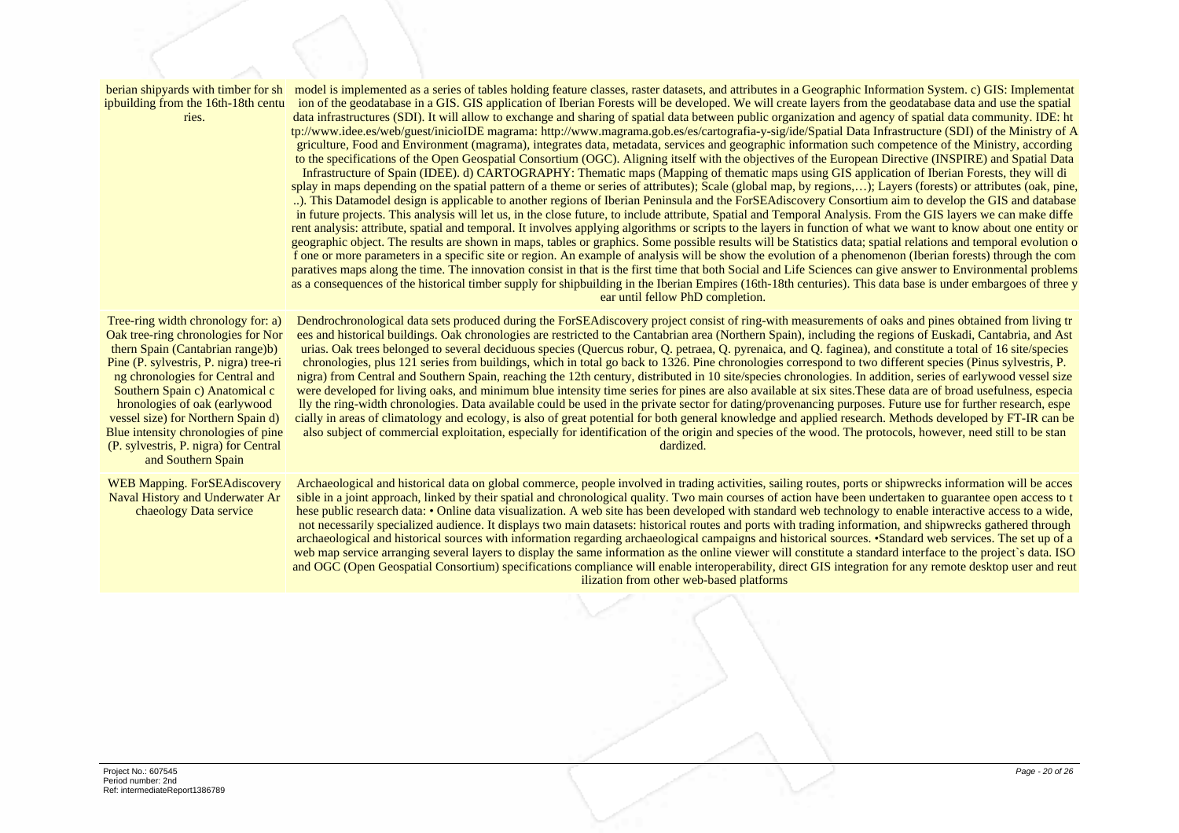| | |
|---|---|
| berian shipyards with timber for shipbuilding from the 16th-18th centuries. | model is implemented as a series of tables holding feature classes, raster datasets, and attributes in a Geographic Information System. c) GIS: Implementation of the geodatabase in a GIS. GIS application of Iberian Forests will be developed. We will create layers from the geodatabase data and use the spatial data infrastructures (SDI). It will allow to exchange and sharing of spatial data between public organization and agency of spatial data community. IDE: http://www.idee.es/web/guest/inicioIDE magrama: http://www.magrama.gob.es/es/cartografia-y-sig/ide/Spatial Data Infrastructure (SDI) of the Ministry of Agriculture, Food and Environment (magrama), integrates data, metadata, services and geographic information such competence of the Ministry, according to the specifications of the Open Geospatial Consortium (OGC). Aligning itself with the objectives of the European Directive (INSPIRE) and Spatial Data Infrastructure of Spain (IDEE). d) CARTOGRAPHY: Thematic maps (Mapping of thematic maps using GIS application of Iberian Forests, they will display in maps depending on the spatial pattern of a theme or series of attributes); Scale (global map, by regions,…); Layers (forests) or attributes (oak, pine, ..). This Datamodel design is applicable to another regions of Iberian Peninsula and the ForSEAdiscovery Consortium aim to develop the GIS and database in future projects. This analysis will let us, in the close future, to include attribute, Spatial and Temporal Analysis. From the GIS layers we can make different analysis: attribute, spatial and temporal. It involves applying algorithms or scripts to the layers in function of what we want to know about one entity or geographic object. The results are shown in maps, tables or graphics. Some possible results will be Statistics data; spatial relations and temporal evolution of one or more parameters in a specific site or region. An example of analysis will be show the evolution of a phenomenon (Iberian forests) through the comparatives maps along the time. The innovation consist in that is the first time that both Social and Life Sciences can give answer to Environmental problems as a consequences of the historical timber supply for shipbuilding in the Iberian Empires (16th-18th centuries). This data base is under embargoes of three year until fellow PhD completion. |
| Tree-ring width chronology for: a) Oak tree-ring chronologies for Northern Spain (Cantabrian range)b) Pine (P. sylvestris, P. nigra) tree-ring chronologies for Central and Southern Spain c) Anatomical chronologies of oak (earlywood vessel size) for Northern Spain d) Blue intensity chronologies of pine (P. sylvestris, P. nigra) for Central and Southern Spain | Dendrochronological data sets produced during the ForSEAdiscovery project consist of ring-with measurements of oaks and pines obtained from living trees and historical buildings. Oak chronologies are restricted to the Cantabrian area (Northern Spain), including the regions of Euskadi, Cantabria, and Asturias. Oak trees belonged to several deciduous species (Quercus robur, Q. petraea, Q. pyrenaica, and Q. faginea), and constitute a total of 16 site/species chronologies, plus 121 series from buildings, which in total go back to 1326. Pine chronologies correspond to two different species (Pinus sylvestris, P. nigra) from Central and Southern Spain, reaching the 12th century, distributed in 10 site/species chronologies. In addition, series of earlywood vessel size were developed for living oaks, and minimum blue intensity time series for pines are also available at six sites.These data are of broad usefulness, especially the ring-width chronologies. Data available could be used in the private sector for dating/provenancing purposes. Future use for further research, especially in areas of climatology and ecology, is also of great potential for both general knowledge and applied research. Methods developed by FT-IR can be also subject of commercial exploitation, especially for identification of the origin and species of the wood. The protocols, however, need still to be standardized. |
| WEB Mapping. ForSEAdiscovery Naval History and Underwater Archaeology Data service | Archaeological and historical data on global commerce, people involved in trading activities, sailing routes, ports or shipwrecks information will be accessible in a joint approach, linked by their spatial and chronological quality. Two main courses of action have been undertaken to guarantee open access to these public research data: • Online data visualization. A web site has been developed with standard web technology to enable interactive access to a wide, not necessarily specialized audience. It displays two main datasets: historical routes and ports with trading information, and shipwrecks gathered through archaeological and historical sources with information regarding archaeological campaigns and historical sources. •Standard web services. The set up of a web map service arranging several layers to display the same information as the online viewer will constitute a standard interface to the project`s data. ISO and OGC (Open Geospatial Consortium) specifications compliance will enable interoperability, direct GIS integration for any remote desktop user and reutilization from other web-based platforms |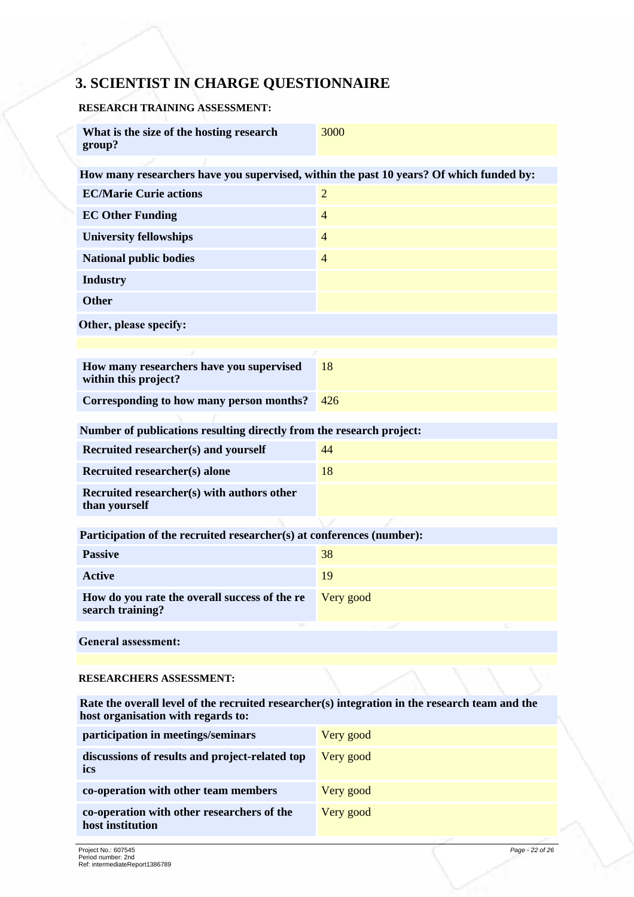# 3. SCIENTIST IN CHARGE QUESTIONNAIRE

**RESEARCH TRAINING ASSESSMENT:**

| | |
|---|---|
| **What is the size of the hosting research group?** | 3000 |

**How many researchers have you supervised, within the past 10 years? Of which funded by:**

| | |
|---|---|
| **EC/Marie Curie actions** | 2 |
| **EC Other Funding** | 4 |
| **University fellowships** | 4 |
| **National public bodies** | 4 |
| **Industry** | |
| **Other** | |

**Other, please specify:**

| | |
|---|---|
| **How many researchers have you supervised within this project?** | 18 |
| **Corresponding to how many person months?** | 426 |

**Number of publications resulting directly from the research project:**

| | |
|---|---|
| **Recruited researcher(s) and yourself** | 44 |
| **Recruited researcher(s) alone** | 18 |
| **Recruited researcher(s) with authors other than yourself** | |

**Participation of the recruited researcher(s) at conferences (number):**

| | |
|---|---|
| **Passive** | 38 |
| **Active** | 19 |
| **How do you rate the overall success of the re search training?** | Very good |

**General assessment:**

**RESEARCHERS ASSESSMENT:**

**Rate the overall level of the recruited researcher(s) integration in the research team and the host organisation with regards to:**

| | |
|---|---|
| **participation in meetings/seminars** | Very good |
| **discussions of results and project-related top ics** | Very good |
| **co-operation with other team members** | Very good |
| **co-operation with other researchers of the host institution** | Very good |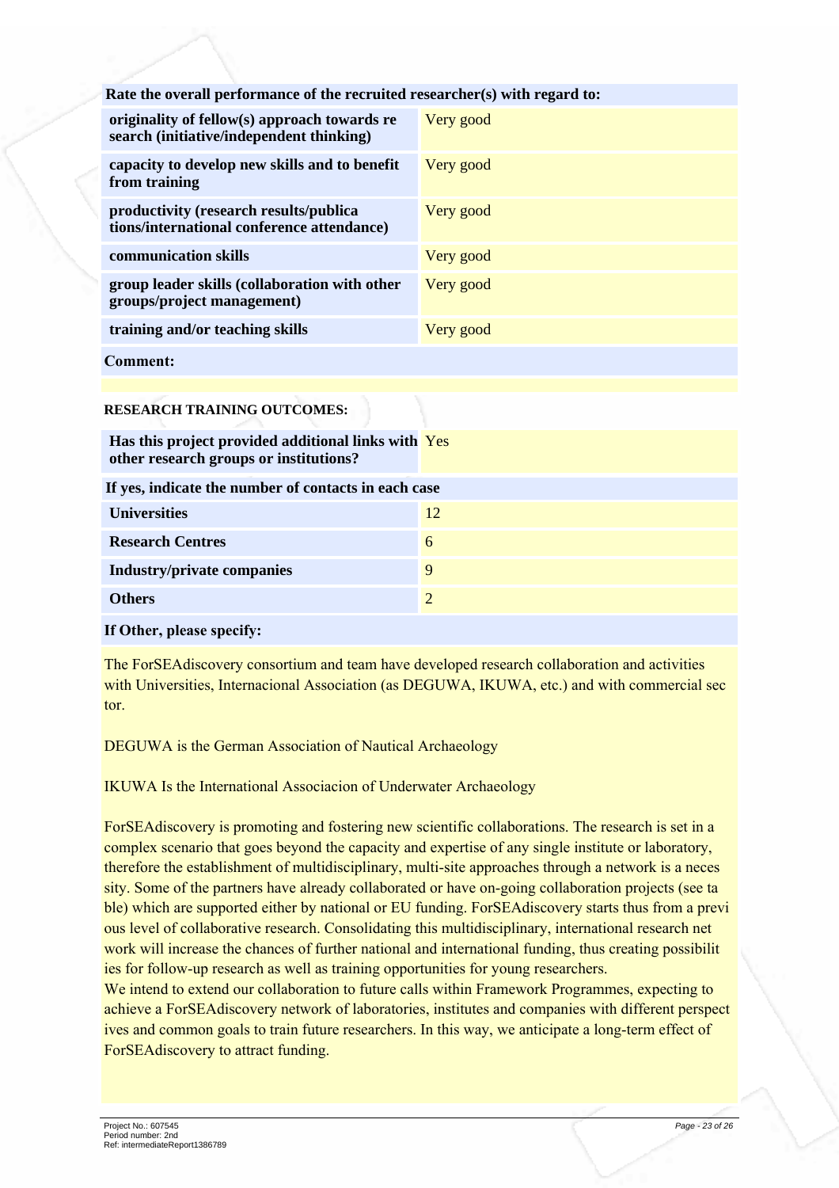| Rate the overall performance of the recruited researcher(s) with regard to: | |
|---|---|
| **originality of fellow(s) approach towards re search (initiative/independent thinking)** | Very good |
| **capacity to develop new skills and to benefit from training** | Very good |
| **productivity (research results/publica tions/international conference attendance)** | Very good |
| **communication skills** | Very good |
| **group leader skills (collaboration with other groups/project management)** | Very good |
| **training and/or teaching skills** | Very good |

**Comment:**

**RESEARCH TRAINING OUTCOMES:**

| Has this project provided additional links with other research groups or institutions? | Yes |
|---|---|
| **If yes, indicate the number of contacts in each case** | |
| **Universities** | 12 |
| **Research Centres** | 6 |
| **Industry/private companies** | 9 |
| **Others** | 2 |

**If Other, please specify:**

The ForSEAdiscovery consortium and team have developed research collaboration and activities with Universities, Internacional Association (as DEGUWA, IKUWA, etc.) and with commercial sec tor.

DEGUWA is the German Association of Nautical Archaeology

IKUWA Is the International Associacion of Underwater Archaeology

ForSEAdiscovery is promoting and fostering new scientific collaborations. The research is set in a complex scenario that goes beyond the capacity and expertise of any single institute or laboratory, therefore the establishment of multidisciplinary, multi-site approaches through a network is a neces sity. Some of the partners have already collaborated or have on-going collaboration projects (see ta ble) which are supported either by national or EU funding. ForSEAdiscovery starts thus from a previ ous level of collaborative research. Consolidating this multidisciplinary, international research net work will increase the chances of further national and international funding, thus creating possibilit ies for follow-up research as well as training opportunities for young researchers.
We intend to extend our collaboration to future calls within Framework Programmes, expecting to achieve a ForSEAdiscovery network of laboratories, institutes and companies with different perspect ives and common goals to train future researchers. In this way, we anticipate a long-term effect of ForSEAdiscovery to attract funding.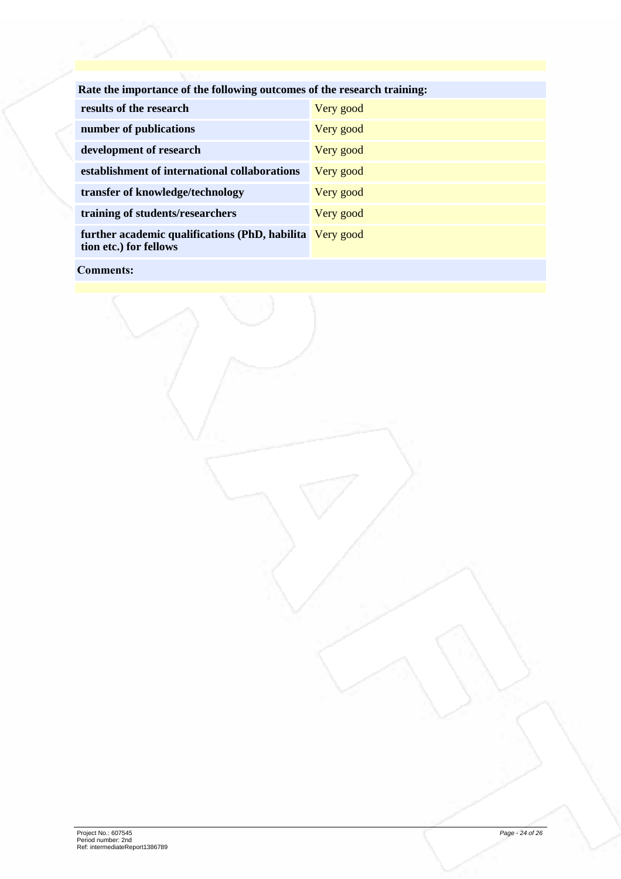| Rate the importance of the following outcomes of the research training: | |
|---|---|
| **results of the research** | Very good |
| **number of publications** | Very good |
| **development of research** | Very good |
| **establishment of international collaborations** | Very good |
| **transfer of knowledge/technology** | Very good |
| **training of students/researchers** | Very good |
| **further academic qualifications (PhD, habilitation etc.) for fellows** | Very good |

**Comments:**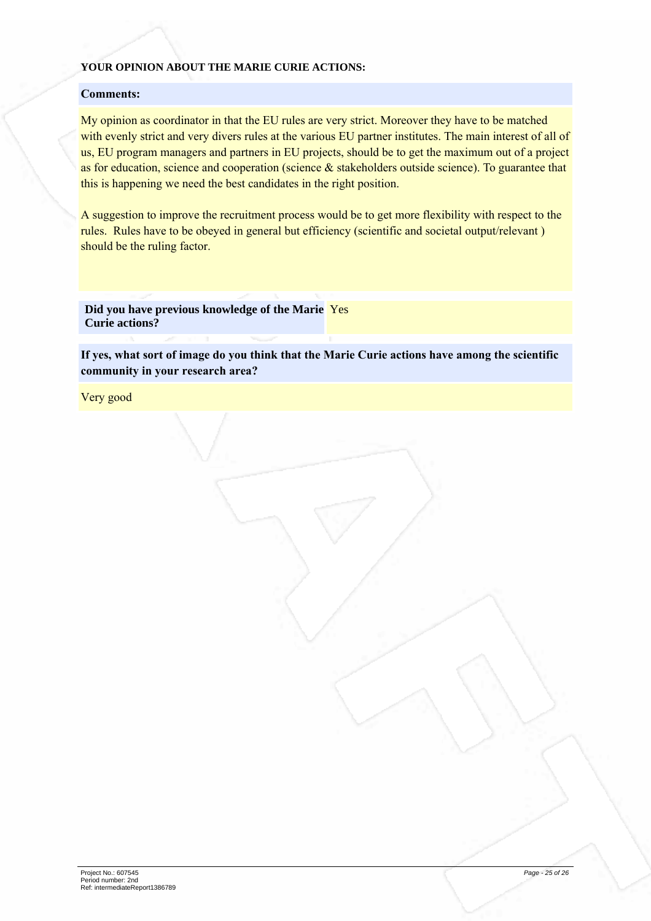**YOUR OPINION ABOUT THE MARIE CURIE ACTIONS:**

**Comments:**

My opinion as coordinator in that the EU rules are very strict. Moreover they have to be matched with evenly strict and very divers rules at the various EU partner institutes. The main interest of all of us, EU program managers and partners in EU projects, should be to get the maximum out of a project as for education, science and cooperation (science & stakeholders outside science). To guarantee that this is happening we need the best candidates in the right position.

A suggestion to improve the recruitment process would be to get more flexibility with respect to the rules. Rules have to be obeyed in general but efficiency (scientific and societal output/relevant ) should be the ruling factor.

| **Did you have previous knowledge of the Marie Curie actions?** | Yes |
|---|---|

**If yes, what sort of image do you think that the Marie Curie actions have among the scientific community in your research area?**

Very good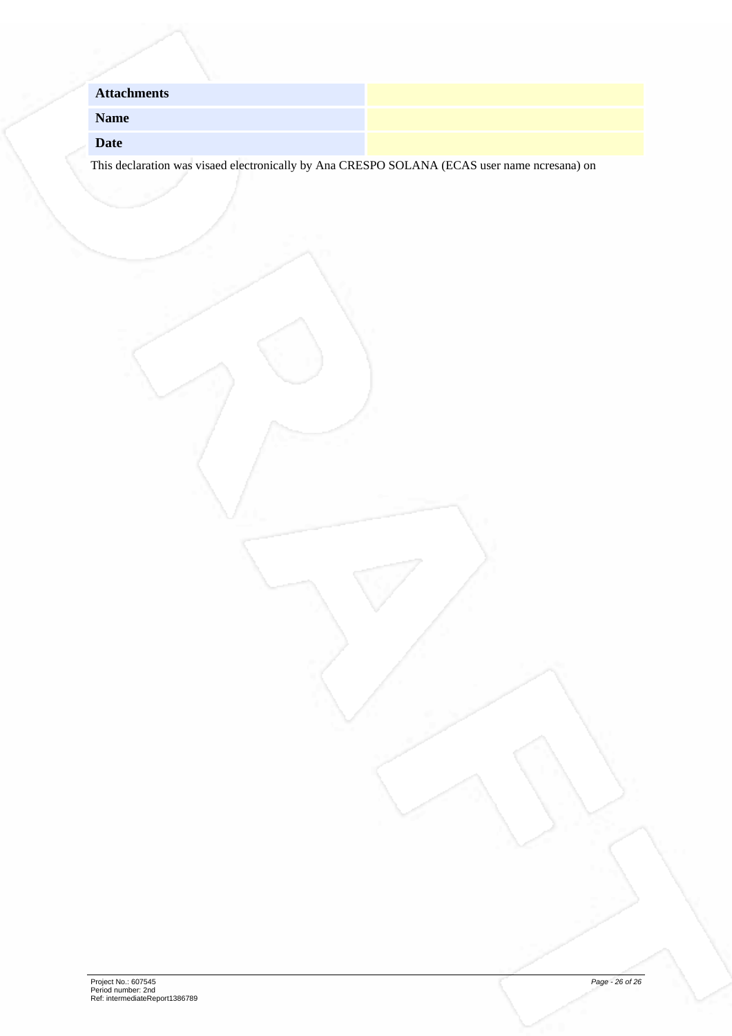| | |
|---|---|
| **Attachments** | |
| **Name** | |
| **Date** | |

This declaration was visaed electronically by Ana CRESPO SOLANA (ECAS user name ncresana) on